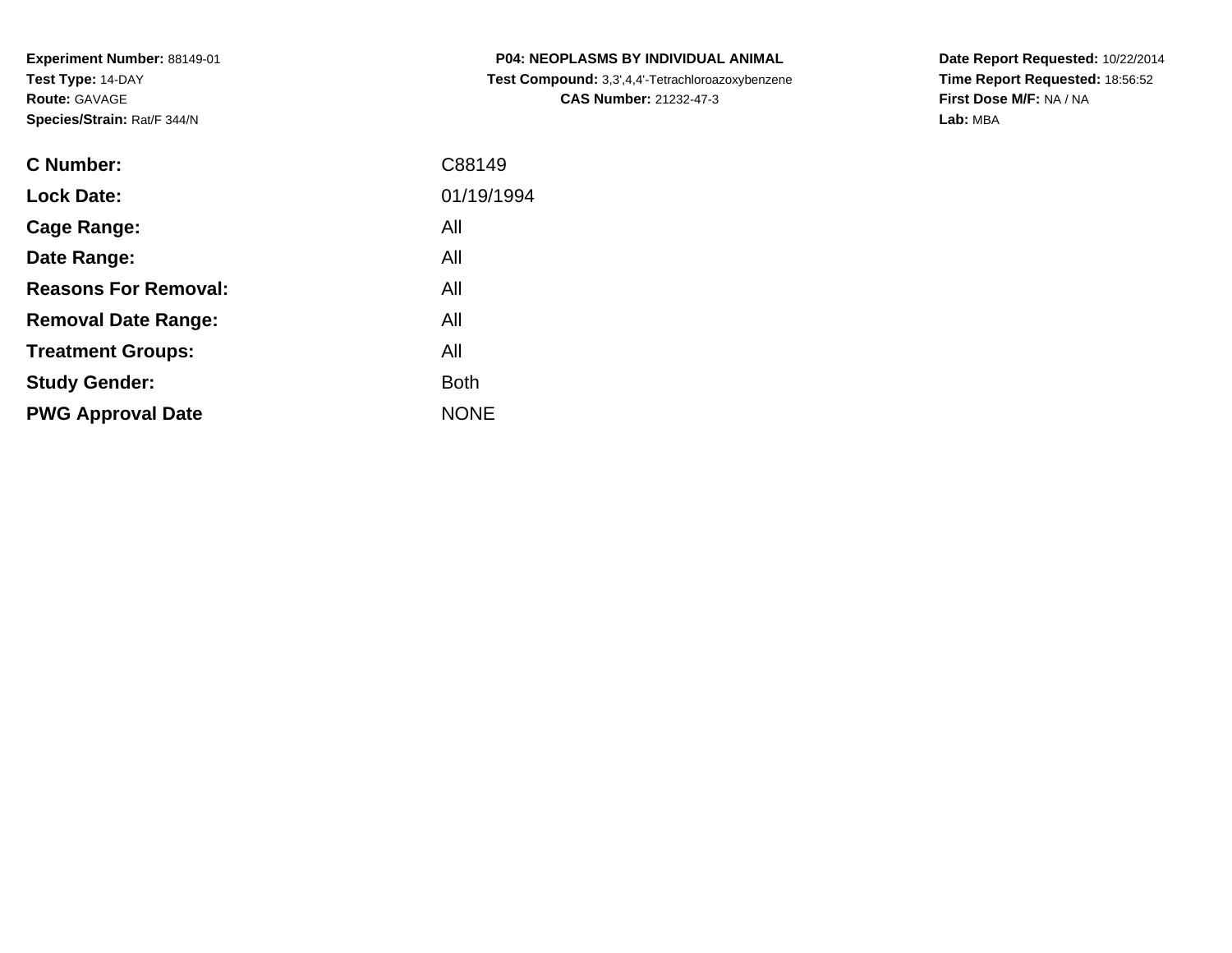**Experiment Number:** 88149-01
**Test Type:** 14-DAY
**Route:** GAVAGE
**Species/Strain:** Rat/F 344/N

**P04: NEOPLASMS BY INDIVIDUAL ANIMAL**
**Test Compound:** 3,3',4,4'-Tetrachloroazoxybenzene
**CAS Number:** 21232-47-3

**Date Report Requested:** 10/22/2014
**Time Report Requested:** 18:56:52
**First Dose M/F:** NA / NA
**Lab:** MBA

| | |
|---|---|
| **C Number:** | C88149 |
| **Lock Date:** | 01/19/1994 |
| **Cage Range:** | All |
| **Date Range:** | All |
| **Reasons For Removal:** | All |
| **Removal Date Range:** | All |
| **Treatment Groups:** | All |
| **Study Gender:** | Both |
| **PWG Approval Date** | NONE |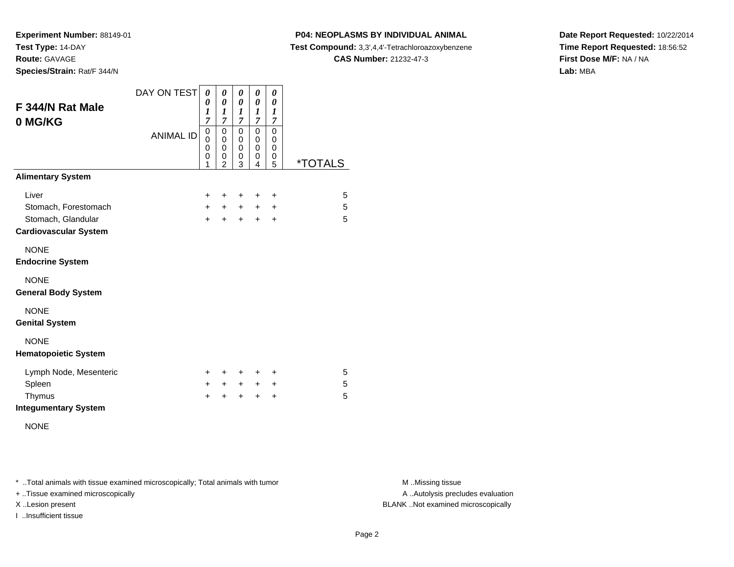**Experiment Number:** 88149-01
**Test Type:** 14-DAY
**Route:** GAVAGE
**Species/Strain:** Rat/F 344/N

**P04: NEOPLASMS BY INDIVIDUAL ANIMAL**
**Test Compound:** 3,3',4,4'-Tetrachloroazoxybenzene
**CAS Number:** 21232-47-3

**Date Report Requested:** 10/22/2014
**Time Report Requested:** 18:56:52
**First Dose M/F:** NA / NA
**Lab:** MBA

## F 344/N Rat Male
## 0 MG/KG

| DAY ON TEST | 0017 | 0017 | 0017 | 0017 | 0017 | |
|---|---|---|---|---|---|---|
| **ANIMAL ID** | 00001 | 00002 | 00003 | 00004 | 00005 | ***TOTALS** |
| **Alimentary System** | | | | | | |
| Liver | + | + | + | + | + | 5 |
| Stomach, Forestomach | + | + | + | + | + | 5 |
| Stomach, Glandular | + | + | + | + | + | 5 |
| **Cardiovascular System** | | | | | | |
| NONE | | | | | | |
| **Endocrine System** | | | | | | |
| NONE | | | | | | |
| **General Body System** | | | | | | |
| NONE | | | | | | |
| **Genital System** | | | | | | |
| NONE | | | | | | |
| **Hematopoietic System** | | | | | | |
| Lymph Node, Mesenteric | + | + | + | + | + | 5 |
| Spleen | + | + | + | + | + | 5 |
| Thymus | + | + | + | + | + | 5 |
| **Integumentary System** | | | | | | |
| NONE | | | | | | |

* ..Total animals with tissue examined microscopically; Total animals with tumor
+ ..Tissue examined microscopically
X ..Lesion present
I ..Insufficient tissue

M ..Missing tissue
A ..Autolysis precludes evaluation
BLANK ..Not examined microscopically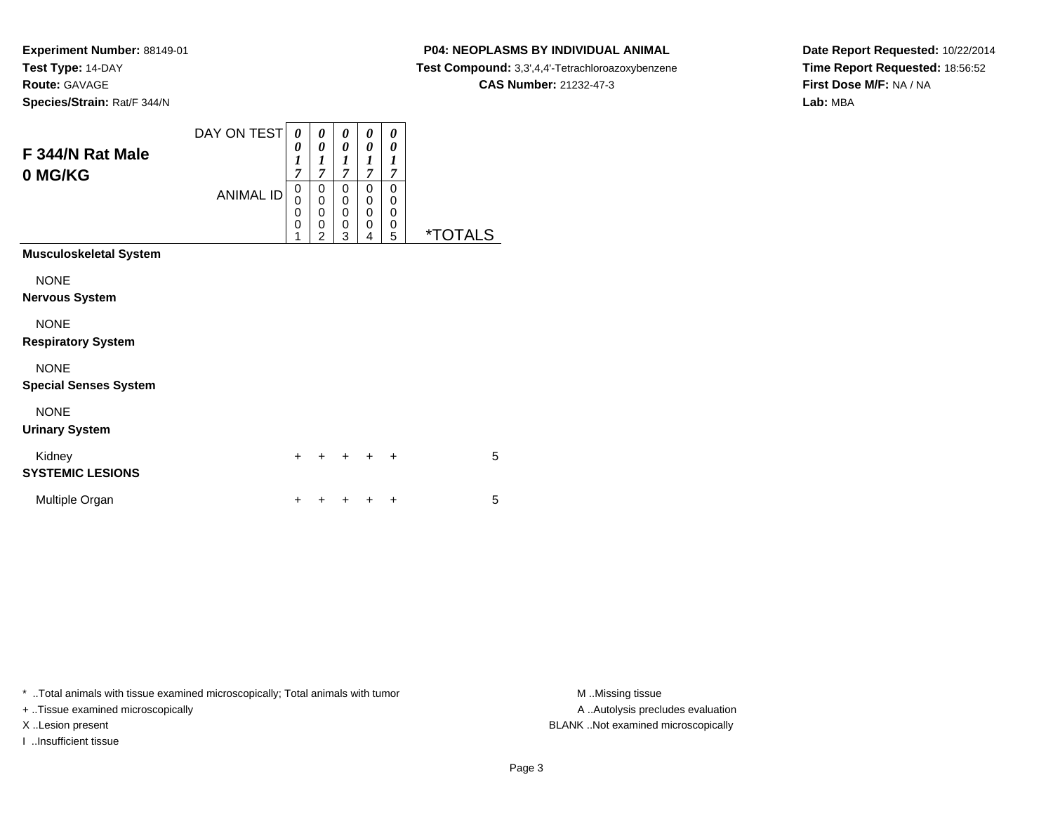**Experiment Number:** 88149-01
**Test Type:** 14-DAY
**Route:** GAVAGE
**Species/Strain:** Rat/F 344/N

**P04: NEOPLASMS BY INDIVIDUAL ANIMAL**
**Test Compound:** 3,3',4,4'-Tetrachloroazoxybenzene
**CAS Number:** 21232-47-3

**Date Report Requested:** 10/22/2014
**Time Report Requested:** 18:56:52
**First Dose M/F:** NA / NA
**Lab:** MBA

## F 344/N Rat Male
## 0 MG/KG

| DAY ON TEST | 0017 | 0017 | 0017 | 0017 | 0017 | |
|---|---|---|---|---|---|---|
| **ANIMAL ID** | 00001 | 00002 | 00003 | 00004 | 00005 | ***TOTALS** |
| **Musculoskeletal System** | | | | | | |
| NONE | | | | | | |
| **Nervous System** | | | | | | |
| NONE | | | | | | |
| **Respiratory System** | | | | | | |
| NONE | | | | | | |
| **Special Senses System** | | | | | | |
| NONE | | | | | | |
| **Urinary System** | | | | | | |
| Kidney | + | + | + | + | + | 5 |
| **SYSTEMIC LESIONS** | | | | | | |
| Multiple Organ | + | + | + | + | + | 5 |

* ..Total animals with tissue examined microscopically; Total animals with tumor
+ ..Tissue examined microscopically
X ..Lesion present
I ..Insufficient tissue

M ..Missing tissue
A ..Autolysis precludes evaluation
BLANK ..Not examined microscopically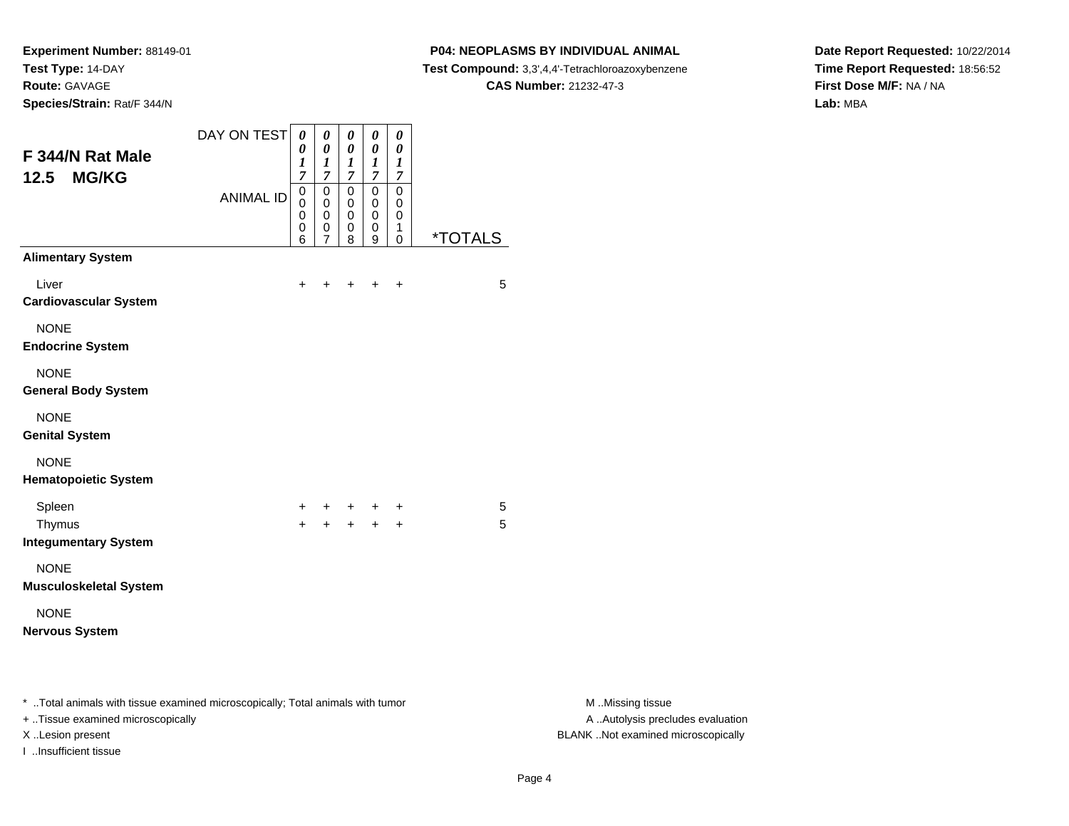**Experiment Number:** 88149-01
**Test Type:** 14-DAY
**Route:** GAVAGE
**Species/Strain:** Rat/F 344/N

**P04: NEOPLASMS BY INDIVIDUAL ANIMAL**
**Test Compound:** 3,3',4,4'-Tetrachloroazoxybenzene
**CAS Number:** 21232-47-3

**Date Report Requested:** 10/22/2014
**Time Report Requested:** 18:56:52
**First Dose M/F:** NA / NA
**Lab:** MBA

## F 344/N Rat Male 12.5 MG/KG

| DAY ON TEST | 0017 | 0017 | 0017 | 0017 | 0017 | |
|---|---|---|---|---|---|---|
| ANIMAL ID | 00006 | 00007 | 00008 | 00009 | 00010 | *TOTALS |
| **Alimentary System** | | | | | | |
| Liver | + | + | + | + | + | 5 |
| **Cardiovascular System** | | | | | | |
| NONE | | | | | | |
| **Endocrine System** | | | | | | |
| NONE | | | | | | |
| **General Body System** | | | | | | |
| NONE | | | | | | |
| **Genital System** | | | | | | |
| NONE | | | | | | |
| **Hematopoietic System** | | | | | | |
| Spleen | + | + | + | + | + | 5 |
| Thymus | + | + | + | + | + | 5 |
| **Integumentary System** | | | | | | |
| NONE | | | | | | |
| **Musculoskeletal System** | | | | | | |
| NONE | | | | | | |
| **Nervous System** | | | | | | |

* ..Total animals with tissue examined microscopically; Total animals with tumor
+ ..Tissue examined microscopically
X ..Lesion present
I ..Insufficient tissue

M ..Missing tissue
A ..Autolysis precludes evaluation
BLANK ..Not examined microscopically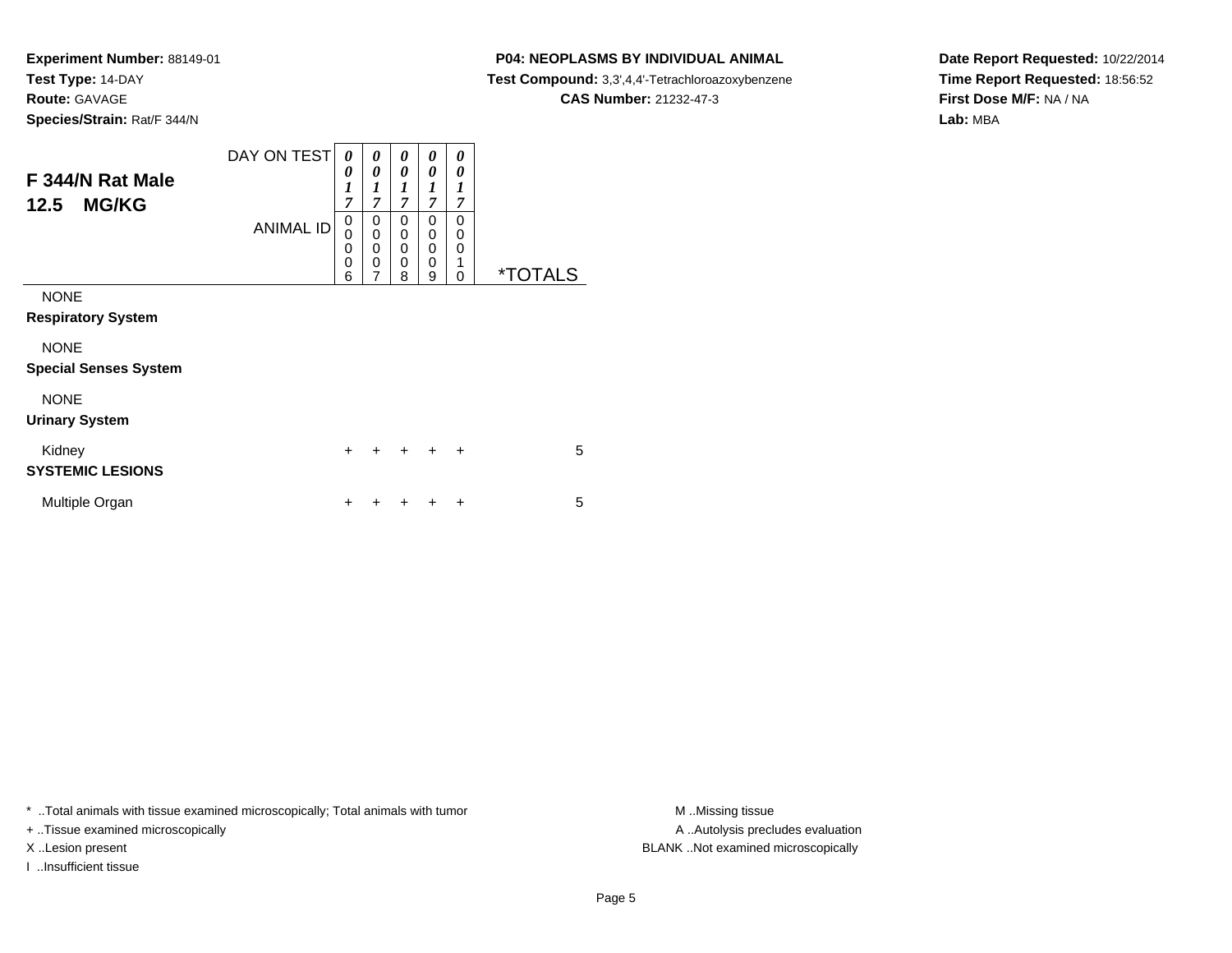**Experiment Number:** 88149-01
**Test Type:** 14-DAY
**Route:** GAVAGE
**Species/Strain:** Rat/F 344/N

**P04: NEOPLASMS BY INDIVIDUAL ANIMAL**
**Test Compound:** 3,3',4,4'-Tetrachloroazoxybenzene
**CAS Number:** 21232-47-3

**Date Report Requested:** 10/22/2014
**Time Report Requested:** 18:56:52
**First Dose M/F:** NA / NA
**Lab:** MBA

## F 344/N Rat Male
## 12.5 MG/KG

| DAY ON TEST | 0017 | 0017 | 0017 | 0017 | 0017 | |
|---|---|---|---|---|---|---|
| **ANIMAL ID** | 00006 | 00007 | 00008 | 00009 | 00010 | ***TOTALS** |
| NONE | | | | | | |
| **Respiratory System** | | | | | | |
| NONE | | | | | | |
| **Special Senses System** | | | | | | |
| NONE | | | | | | |
| **Urinary System** | | | | | | |
| Kidney | + | + | + | + | + | 5 |
| **SYSTEMIC LESIONS** | | | | | | |
| Multiple Organ | + | + | + | + | + | 5 |

* ..Total animals with tissue examined microscopically; Total animals with tumor
+ ..Tissue examined microscopically
X ..Lesion present
I ..Insufficient tissue

M ..Missing tissue
A ..Autolysis precludes evaluation
BLANK ..Not examined microscopically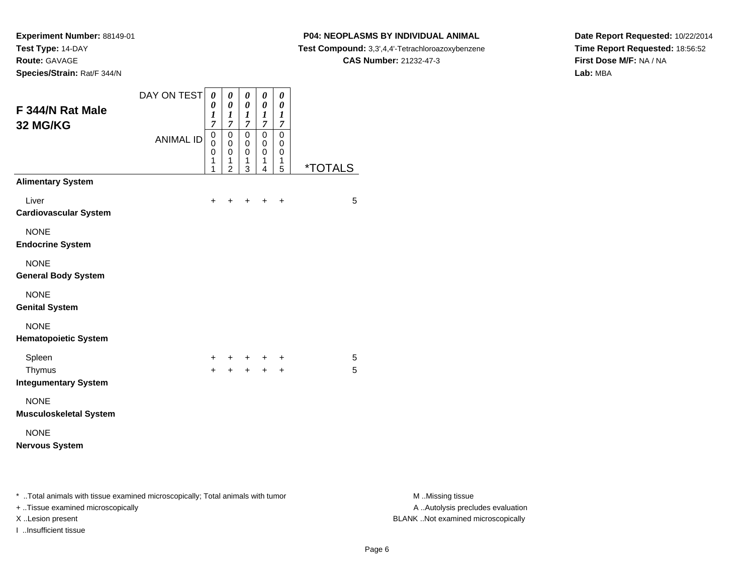**Experiment Number:** 88149-01
**Test Type:** 14-DAY
**Route:** GAVAGE
**Species/Strain:** Rat/F 344/N

**P04: NEOPLASMS BY INDIVIDUAL ANIMAL**
**Test Compound:** 3,3',4,4'-Tetrachloroazoxybenzene
**CAS Number:** 21232-47-3

**Date Report Requested:** 10/22/2014
**Time Report Requested:** 18:56:52
**First Dose M/F:** NA / NA
**Lab:** MBA

## F 344/N Rat Male 32 MG/KG

| DAY ON TEST | 0017 | 0017 | 0017 | 0017 | 0017 | |
|---|---|---|---|---|---|---|
| ANIMAL ID | 00011 | 00012 | 00013 | 00014 | 00015 | *TOTALS |
| **Alimentary System** | | | | | | |
| Liver | + | + | + | + | + | 5 |
| **Cardiovascular System** | | | | | | |
| NONE | | | | | | |
| **Endocrine System** | | | | | | |
| NONE | | | | | | |
| **General Body System** | | | | | | |
| NONE | | | | | | |
| **Genital System** | | | | | | |
| NONE | | | | | | |
| **Hematopoietic System** | | | | | | |
| Spleen | + | + | + | + | + | 5 |
| Thymus | + | + | + | + | + | 5 |
| **Integumentary System** | | | | | | |
| NONE | | | | | | |
| **Musculoskeletal System** | | | | | | |
| NONE | | | | | | |
| **Nervous System** | | | | | | |

* ..Total animals with tissue examined microscopically; Total animals with tumor
+ ..Tissue examined microscopically
X ..Lesion present
I ..Insufficient tissue

M ..Missing tissue
A ..Autolysis precludes evaluation
BLANK ..Not examined microscopically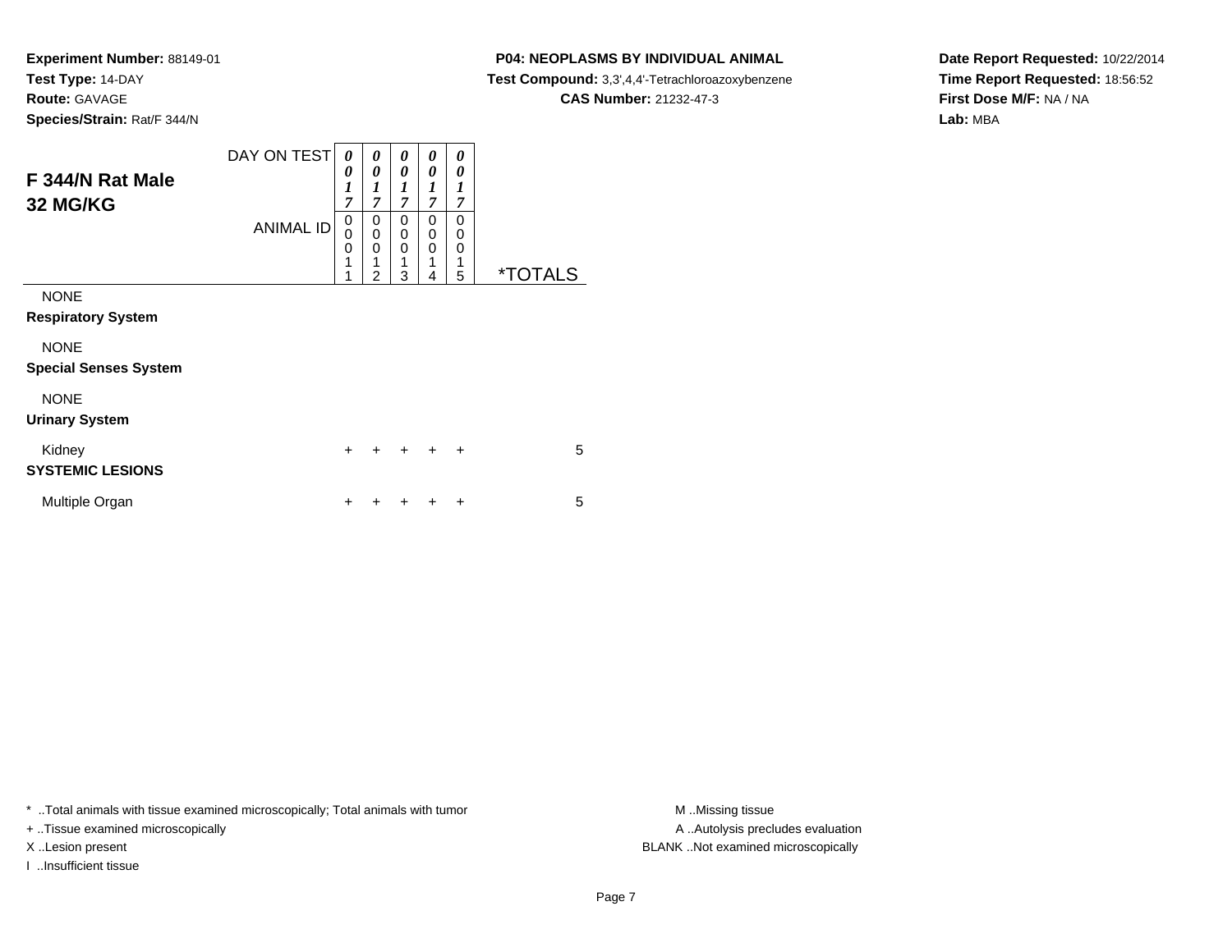**Experiment Number:** 88149-01
**Test Type:** 14-DAY
**Route:** GAVAGE
**Species/Strain:** Rat/F 344/N

**P04: NEOPLASMS BY INDIVIDUAL ANIMAL**
**Test Compound:** 3,3',4,4'-Tetrachloroazoxybenzene
**CAS Number:** 21232-47-3

**Date Report Requested:** 10/22/2014
**Time Report Requested:** 18:56:52
**First Dose M/F:** NA / NA
**Lab:** MBA

## F 344/N Rat Male 32 MG/KG

| DAY ON TEST | 0017 | 0017 | 0017 | 0017 | 0017 | |
|---|---|---|---|---|---|---|
| **ANIMAL ID** | 00011 | 00012 | 00013 | 00014 | 00015 | ***TOTALS** |
| NONE | | | | | | |
| **Respiratory System** | | | | | | |
| NONE | | | | | | |
| **Special Senses System** | | | | | | |
| NONE | | | | | | |
| **Urinary System** | | | | | | |
| Kidney | + | + | + | + | + | 5 |
| **SYSTEMIC LESIONS** | | | | | | |
| Multiple Organ | + | + | + | + | + | 5 |

\* ..Total animals with tissue examined microscopically; Total animals with tumor
\+ ..Tissue examined microscopically
X ..Lesion present
I ..Insufficient tissue

M ..Missing tissue
A ..Autolysis precludes evaluation
BLANK ..Not examined microscopically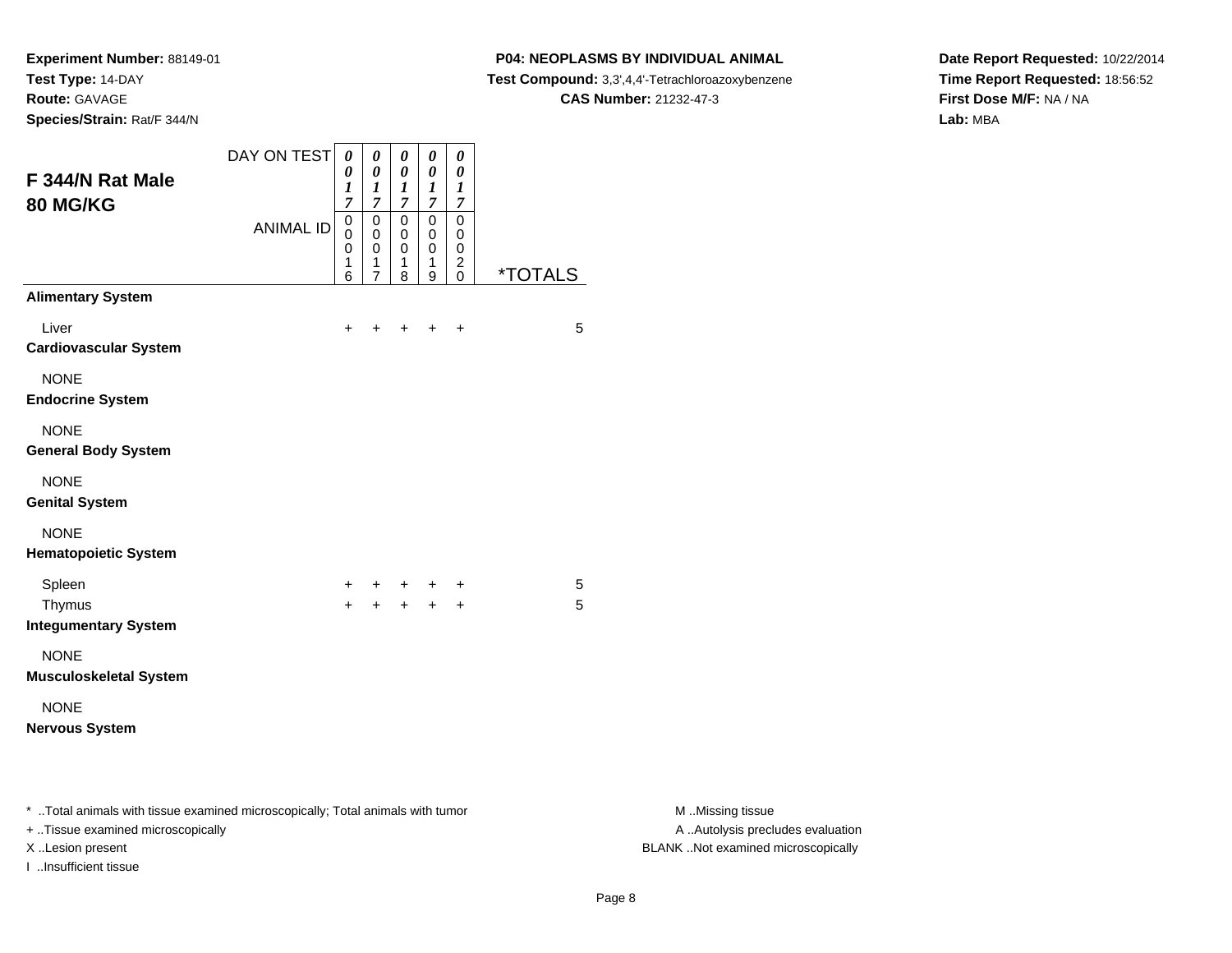**Experiment Number:** 88149-01
**Test Type:** 14-DAY
**Route:** GAVAGE
**Species/Strain:** Rat/F 344/N

**P04: NEOPLASMS BY INDIVIDUAL ANIMAL**
**Test Compound:** 3,3',4,4'-Tetrachloroazoxybenzene
**CAS Number:** 21232-47-3

**Date Report Requested:** 10/22/2014
**Time Report Requested:** 18:56:52
**First Dose M/F:** NA / NA
**Lab:** MBA

## F 344/N Rat Male 80 MG/KG

| DAY ON TEST | 0017 | 0017 | 0017 | 0017 | 0017 | |
|---|---|---|---|---|---|---|
| **ANIMAL ID** | 00016 | 00017 | 00018 | 00019 | 00020 | ***TOTALS** |
| **Alimentary System** | | | | | | |
| Liver | + | + | + | + | + | 5 |
| **Cardiovascular System** | | | | | | |
| NONE | | | | | | |
| **Endocrine System** | | | | | | |
| NONE | | | | | | |
| **General Body System** | | | | | | |
| NONE | | | | | | |
| **Genital System** | | | | | | |
| NONE | | | | | | |
| **Hematopoietic System** | | | | | | |
| Spleen | + | + | + | + | + | 5 |
| Thymus | + | + | + | + | + | 5 |
| **Integumentary System** | | | | | | |
| NONE | | | | | | |
| **Musculoskeletal System** | | | | | | |
| NONE | | | | | | |
| **Nervous System** | | | | | | |

* ..Total animals with tissue examined microscopically; Total animals with tumor
+ ..Tissue examined microscopically
X ..Lesion present
I ..Insufficient tissue

M ..Missing tissue
A ..Autolysis precludes evaluation
BLANK ..Not examined microscopically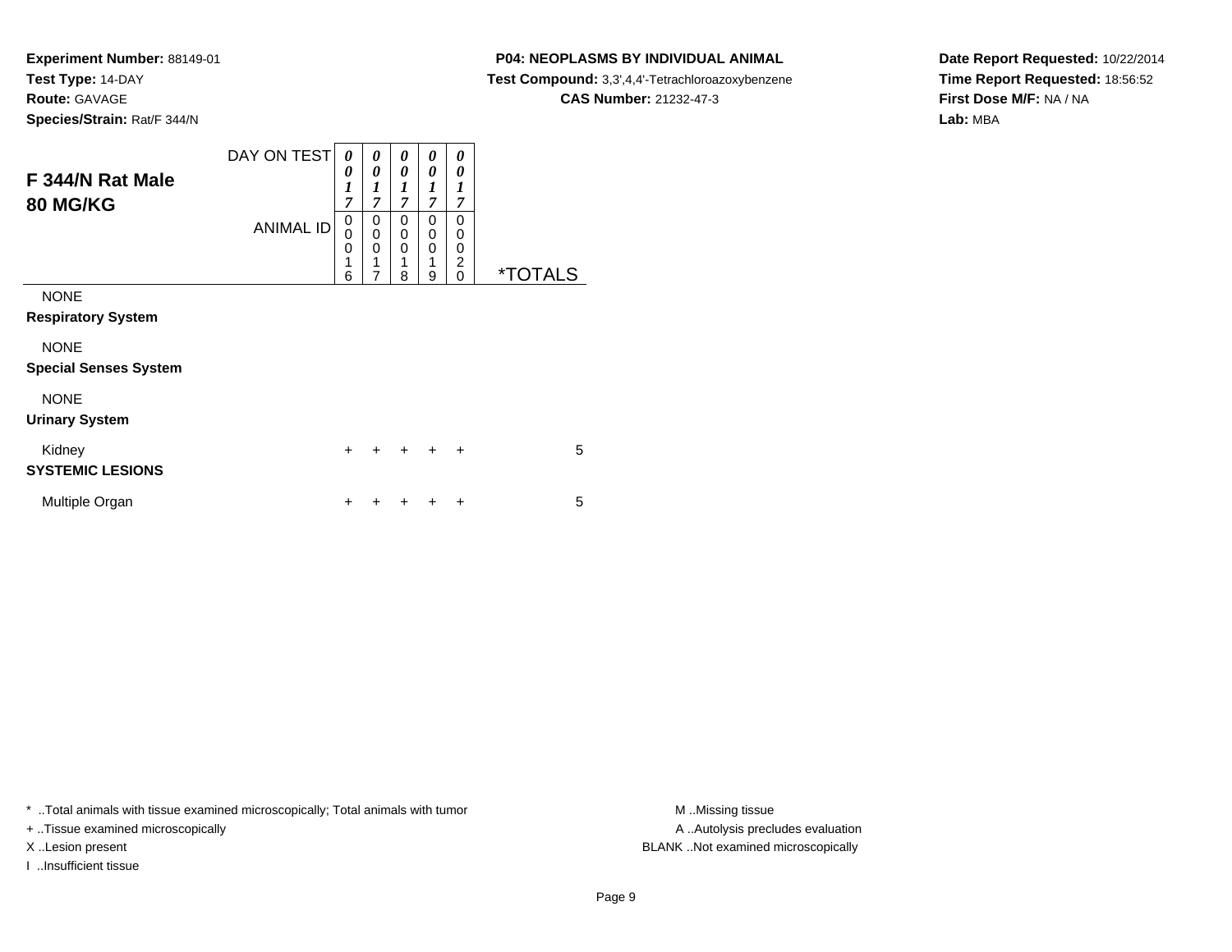**Experiment Number:** 88149-01
**Test Type:** 14-DAY
**Route:** GAVAGE
**Species/Strain:** Rat/F 344/N

**P04: NEOPLASMS BY INDIVIDUAL ANIMAL**
**Test Compound:** 3,3',4,4'-Tetrachloroazoxybenzene
**CAS Number:** 21232-47-3

**Date Report Requested:** 10/22/2014
**Time Report Requested:** 18:56:52
**First Dose M/F:** NA / NA
**Lab:** MBA

## F 344/N Rat Male 80 MG/KG

| DAY ON TEST | 0017 | 0017 | 0017 | 0017 | 0017 | |
|---|---|---|---|---|---|---|
| ANIMAL ID | 00016 | 00017 | 00018 | 00019 | 00020 | *TOTALS |
| NONE | | | | | | |
| **Respiratory System** | | | | | | |
| NONE | | | | | | |
| **Special Senses System** | | | | | | |
| NONE | | | | | | |
| **Urinary System** | | | | | | |
| Kidney | + | + | + | + | + | 5 |
| **SYSTEMIC LESIONS** | | | | | | |
| Multiple Organ | + | + | + | + | + | 5 |

* ..Total animals with tissue examined microscopically; Total animals with tumor
+ ..Tissue examined microscopically
X ..Lesion present
I ..Insufficient tissue

M ..Missing tissue
A ..Autolysis precludes evaluation
BLANK ..Not examined microscopically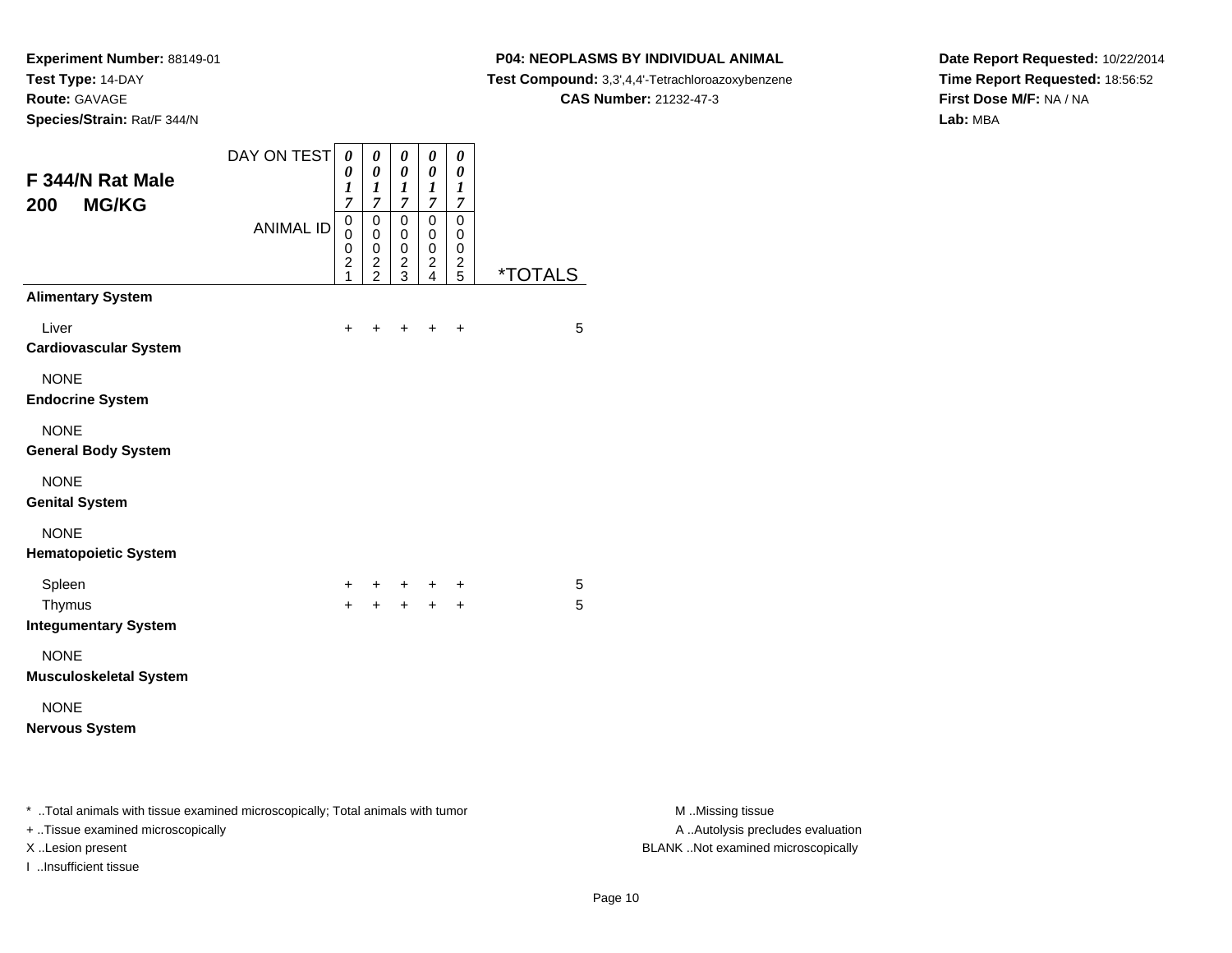**Experiment Number:** 88149-01
**Test Type:** 14-DAY
**Route:** GAVAGE
**Species/Strain:** Rat/F 344/N

**P04: NEOPLASMS BY INDIVIDUAL ANIMAL**
**Test Compound:** 3,3',4,4'-Tetrachloroazoxybenzene
**CAS Number:** 21232-47-3

**Date Report Requested:** 10/22/2014
**Time Report Requested:** 18:56:52
**First Dose M/F:** NA / NA
**Lab:** MBA

## F 344/N Rat Male
## 200 MG/KG

| DAY ON TEST | 0017 | 0017 | 0017 | 0017 | 0017 | |
|---|---|---|---|---|---|---|
| **ANIMAL ID** | 00021 | 00022 | 00023 | 00024 | 00025 | ***TOTALS** |
| **Alimentary System** | | | | | | |
| Liver | + | + | + | + | + | 5 |
| **Cardiovascular System** | | | | | | |
| NONE | | | | | | |
| **Endocrine System** | | | | | | |
| NONE | | | | | | |
| **General Body System** | | | | | | |
| NONE | | | | | | |
| **Genital System** | | | | | | |
| NONE | | | | | | |
| **Hematopoietic System** | | | | | | |
| Spleen | + | + | + | + | + | 5 |
| Thymus | + | + | + | + | + | 5 |
| **Integumentary System** | | | | | | |
| NONE | | | | | | |
| **Musculoskeletal System** | | | | | | |
| NONE | | | | | | |
| **Nervous System** | | | | | | |

* ..Total animals with tissue examined microscopically; Total animals with tumor
+ ..Tissue examined microscopically
X ..Lesion present
I ..Insufficient tissue

M ..Missing tissue
A ..Autolysis precludes evaluation
BLANK ..Not examined microscopically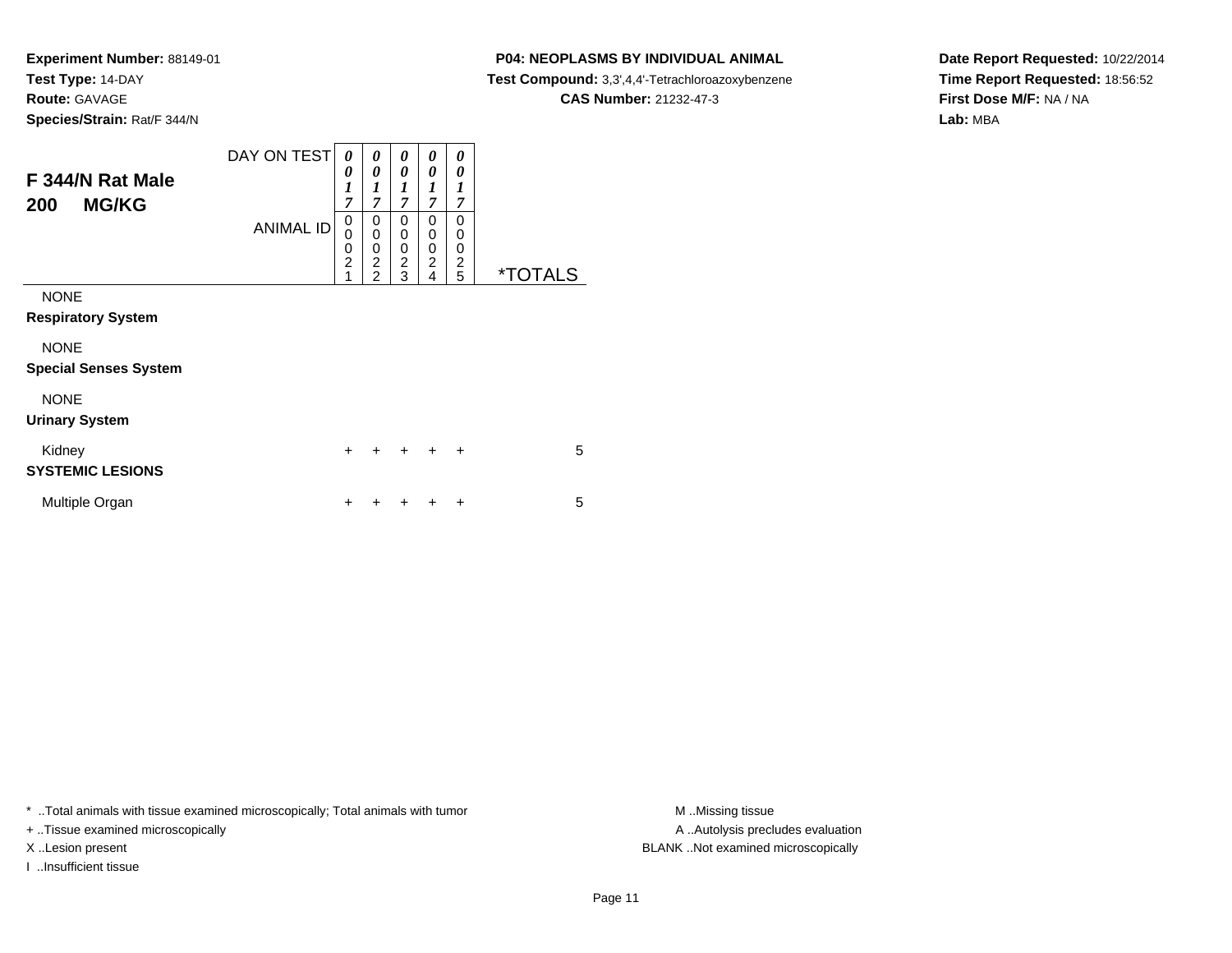**Experiment Number:** 88149-01
**Test Type:** 14-DAY
**Route:** GAVAGE
**Species/Strain:** Rat/F 344/N

**P04: NEOPLASMS BY INDIVIDUAL ANIMAL**
**Test Compound:** 3,3',4,4'-Tetrachloroazoxybenzene
**CAS Number:** 21232-47-3

**Date Report Requested:** 10/22/2014
**Time Report Requested:** 18:56:52
**First Dose M/F:** NA / NA
**Lab:** MBA

## F 344/N Rat Male 200 MG/KG

| DAY ON TEST | 0017 | 0017 | 0017 | 0017 | 0017 | |
|---|---|---|---|---|---|---|
| ANIMAL ID | 00021 | 00022 | 00023 | 00024 | 00025 | *TOTALS |
| NONE | | | | | | |
| **Respiratory System** | | | | | | |
| NONE | | | | | | |
| **Special Senses System** | | | | | | |
| NONE | | | | | | |
| **Urinary System** | | | | | | |
| Kidney | + | + | + | + | + | 5 |
| **SYSTEMIC LESIONS** | | | | | | |
| Multiple Organ | + | + | + | + | + | 5 |

\* ..Total animals with tissue examined microscopically; Total animals with tumor
+ ..Tissue examined microscopically
X ..Lesion present
I ..Insufficient tissue

M ..Missing tissue
A ..Autolysis precludes evaluation
BLANK ..Not examined microscopically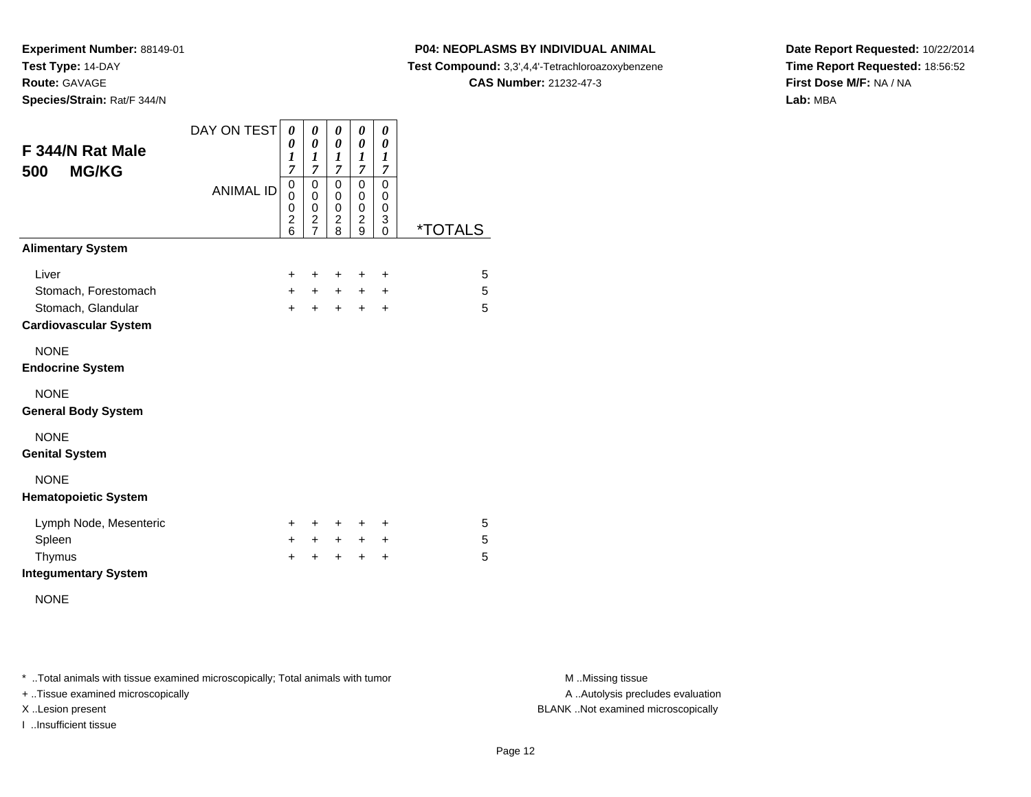**Experiment Number:** 88149-01
**Test Type:** 14-DAY
**Route:** GAVAGE
**Species/Strain:** Rat/F 344/N

**P04: NEOPLASMS BY INDIVIDUAL ANIMAL**
**Test Compound:** 3,3',4,4'-Tetrachloroazoxybenzene
**CAS Number:** 21232-47-3

**Date Report Requested:** 10/22/2014
**Time Report Requested:** 18:56:52
**First Dose M/F:** NA / NA
**Lab:** MBA

## F 344/N Rat Male
## 500 MG/KG

| DAY ON TEST | 0017 | 0017 | 0017 | 0017 | 0017 | |
|---|---|---|---|---|---|---|
| **ANIMAL ID** | 00026 | 00027 | 00028 | 00029 | 00030 | ***TOTALS** |
| **Alimentary System** | | | | | | |
| Liver | + | + | + | + | + | 5 |
| Stomach, Forestomach | + | + | + | + | + | 5 |
| Stomach, Glandular | + | + | + | + | + | 5 |
| **Cardiovascular System** | | | | | | |
| NONE | | | | | | |
| **Endocrine System** | | | | | | |
| NONE | | | | | | |
| **General Body System** | | | | | | |
| NONE | | | | | | |
| **Genital System** | | | | | | |
| NONE | | | | | | |
| **Hematopoietic System** | | | | | | |
| Lymph Node, Mesenteric | + | + | + | + | + | 5 |
| Spleen | + | + | + | + | + | 5 |
| Thymus | + | + | + | + | + | 5 |
| **Integumentary System** | | | | | | |
| NONE | | | | | | |

* ..Total animals with tissue examined microscopically; Total animals with tumor
+ ..Tissue examined microscopically
X ..Lesion present
I ..Insufficient tissue

M ..Missing tissue
A ..Autolysis precludes evaluation
BLANK ..Not examined microscopically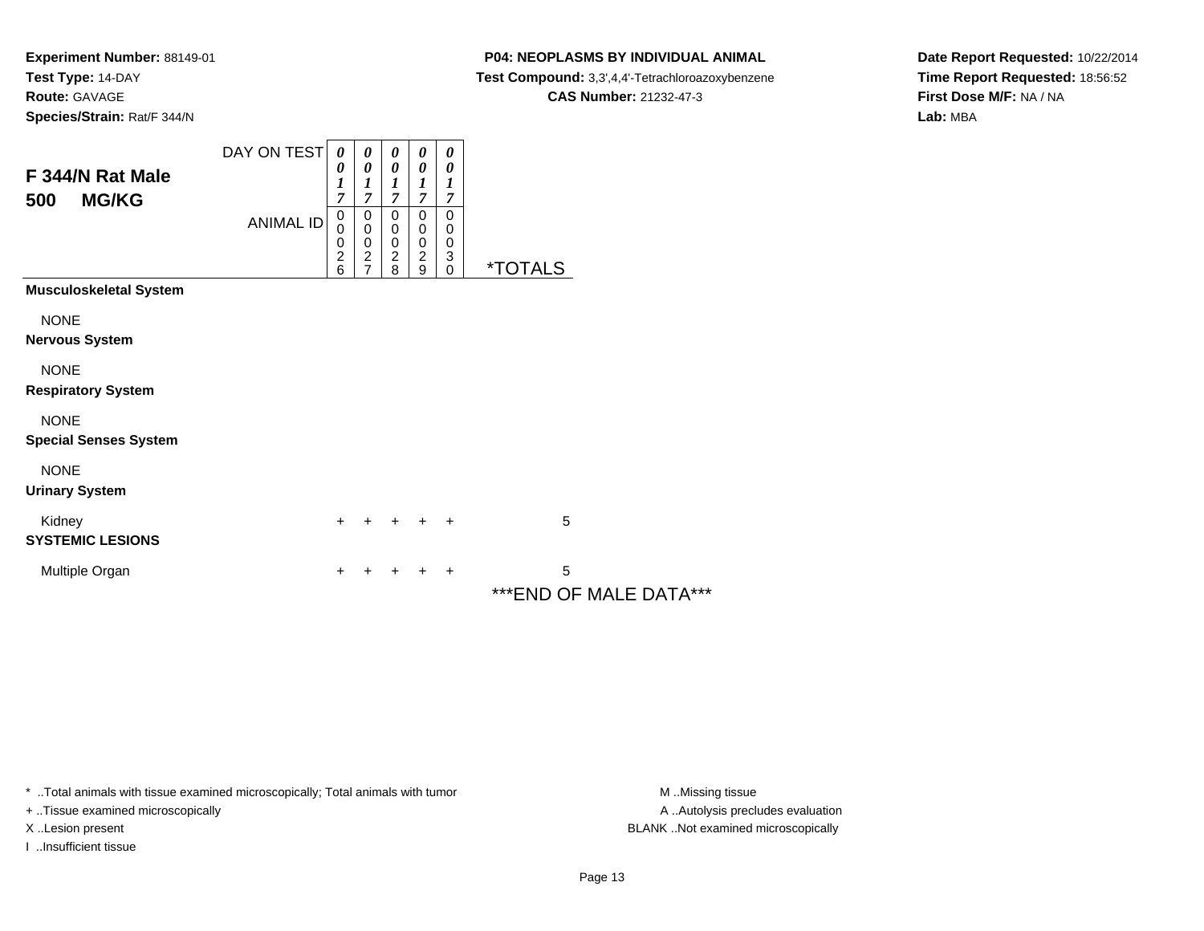**Experiment Number:** 88149-01
**Test Type:** 14-DAY
**Route:** GAVAGE
**Species/Strain:** Rat/F 344/N

**P04: NEOPLASMS BY INDIVIDUAL ANIMAL**
**Test Compound:** 3,3',4,4'-Tetrachloroazoxybenzene
**CAS Number:** 21232-47-3

**Date Report Requested:** 10/22/2014
**Time Report Requested:** 18:56:52
**First Dose M/F:** NA / NA
**Lab:** MBA

## F 344/N Rat Male
## 500 MG/KG

| DAY ON TEST | 0017 | 0017 | 0017 | 0017 | 0017 | |
|---|---|---|---|---|---|---|
| **ANIMAL ID** | 00026 | 00027 | 00028 | 00029 | 00030 | ***TOTALS** |
| **Musculoskeletal System** | | | | | | |
| NONE | | | | | | |
| **Nervous System** | | | | | | |
| NONE | | | | | | |
| **Respiratory System** | | | | | | |
| NONE | | | | | | |
| **Special Senses System** | | | | | | |
| NONE | | | | | | |
| **Urinary System** | | | | | | |
| Kidney | + | + | + | + | + | 5 |
| **SYSTEMIC LESIONS** | | | | | | |
| Multiple Organ | + | + | + | + | + | 5 |

***END OF MALE DATA***

* ..Total animals with tissue examined microscopically; Total animals with tumor
+ ..Tissue examined microscopically
X ..Lesion present
I ..Insufficient tissue

M ..Missing tissue
A ..Autolysis precludes evaluation
BLANK ..Not examined microscopically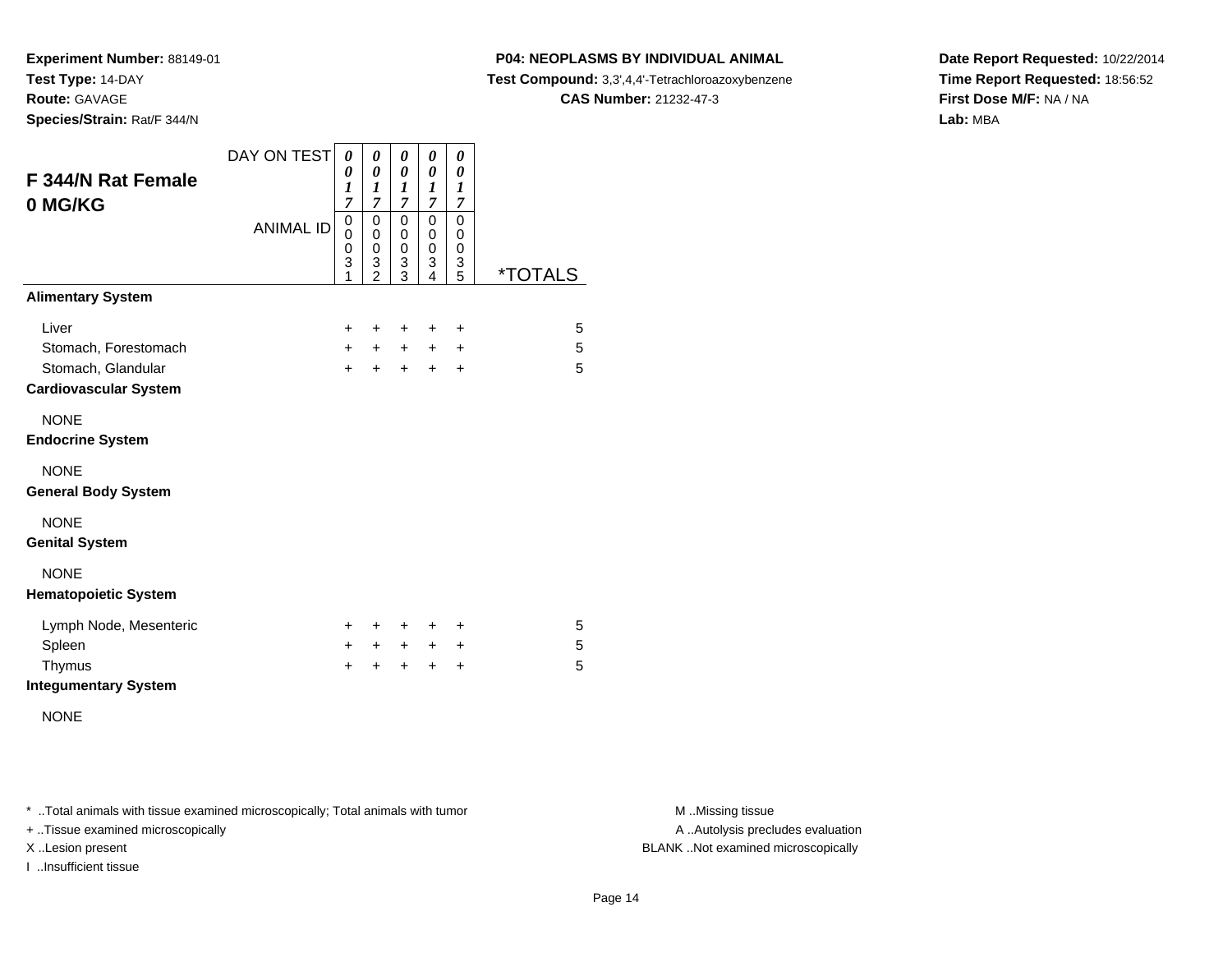**Experiment Number:** 88149-01
**Test Type:** 14-DAY
**Route:** GAVAGE
**Species/Strain:** Rat/F 344/N

**P04: NEOPLASMS BY INDIVIDUAL ANIMAL**
**Test Compound:** 3,3',4,4'-Tetrachloroazoxybenzene
**CAS Number:** 21232-47-3

**Date Report Requested:** 10/22/2014
**Time Report Requested:** 18:56:52
**First Dose M/F:** NA / NA
**Lab:** MBA

## F 344/N Rat Female 0 MG/KG

| | | | | | | |
|---|---|---|---|---|---|---|
| DAY ON TEST | 0017 | 0017 | 0017 | 0017 | 0017 | |
| ANIMAL ID | 00031 | 00032 | 00033 | 00034 | 00035 | *TOTALS |
| **Alimentary System** | | | | | | |
| Liver | + | + | + | + | + | 5 |
| Stomach, Forestomach | + | + | + | + | + | 5 |
| Stomach, Glandular | + | + | + | + | + | 5 |
| **Cardiovascular System** | | | | | | |
| NONE | | | | | | |
| **Endocrine System** | | | | | | |
| NONE | | | | | | |
| **General Body System** | | | | | | |
| NONE | | | | | | |
| **Genital System** | | | | | | |
| NONE | | | | | | |
| **Hematopoietic System** | | | | | | |
| Lymph Node, Mesenteric | + | + | + | + | + | 5 |
| Spleen | + | + | + | + | + | 5 |
| Thymus | + | + | + | + | + | 5 |
| **Integumentary System** | | | | | | |
| NONE | | | | | | |

* ..Total animals with tissue examined microscopically; Total animals with tumor
+ ..Tissue examined microscopically
X ..Lesion present
I ..Insufficient tissue

M ..Missing tissue
A ..Autolysis precludes evaluation
BLANK ..Not examined microscopically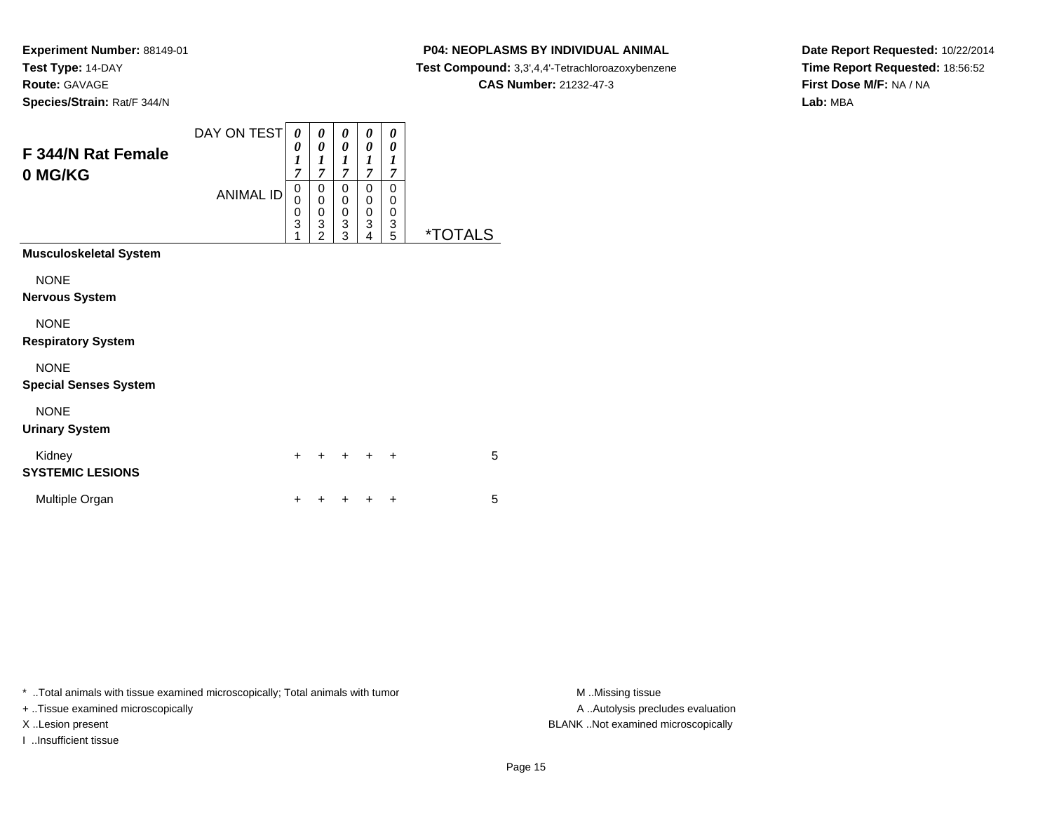**Experiment Number:** 88149-01
**Test Type:** 14-DAY
**Route:** GAVAGE
**Species/Strain:** Rat/F 344/N

**P04: NEOPLASMS BY INDIVIDUAL ANIMAL**
**Test Compound:** 3,3',4,4'-Tetrachloroazoxybenzene
**CAS Number:** 21232-47-3

**Date Report Requested:** 10/22/2014
**Time Report Requested:** 18:56:52
**First Dose M/F:** NA / NA
**Lab:** MBA

## F 344/N Rat Female 0 MG/KG

| DAY ON TEST | 0017 | 0017 | 0017 | 0017 | 0017 | |
|---|---|---|---|---|---|---|
| ANIMAL ID | 00031 | 00032 | 00033 | 00034 | 00035 | *TOTALS |
| **Musculoskeletal System** | | | | | | |
| NONE | | | | | | |
| **Nervous System** | | | | | | |
| NONE | | | | | | |
| **Respiratory System** | | | | | | |
| NONE | | | | | | |
| **Special Senses System** | | | | | | |
| NONE | | | | | | |
| **Urinary System** | | | | | | |
| Kidney | + | + | + | + | + | 5 |
| **SYSTEMIC LESIONS** | | | | | | |
| Multiple Organ | + | + | + | + | + | 5 |

* ..Total animals with tissue examined microscopically; Total animals with tumor
+ ..Tissue examined microscopically
X ..Lesion present
I ..Insufficient tissue

M ..Missing tissue
A ..Autolysis precludes evaluation
BLANK ..Not examined microscopically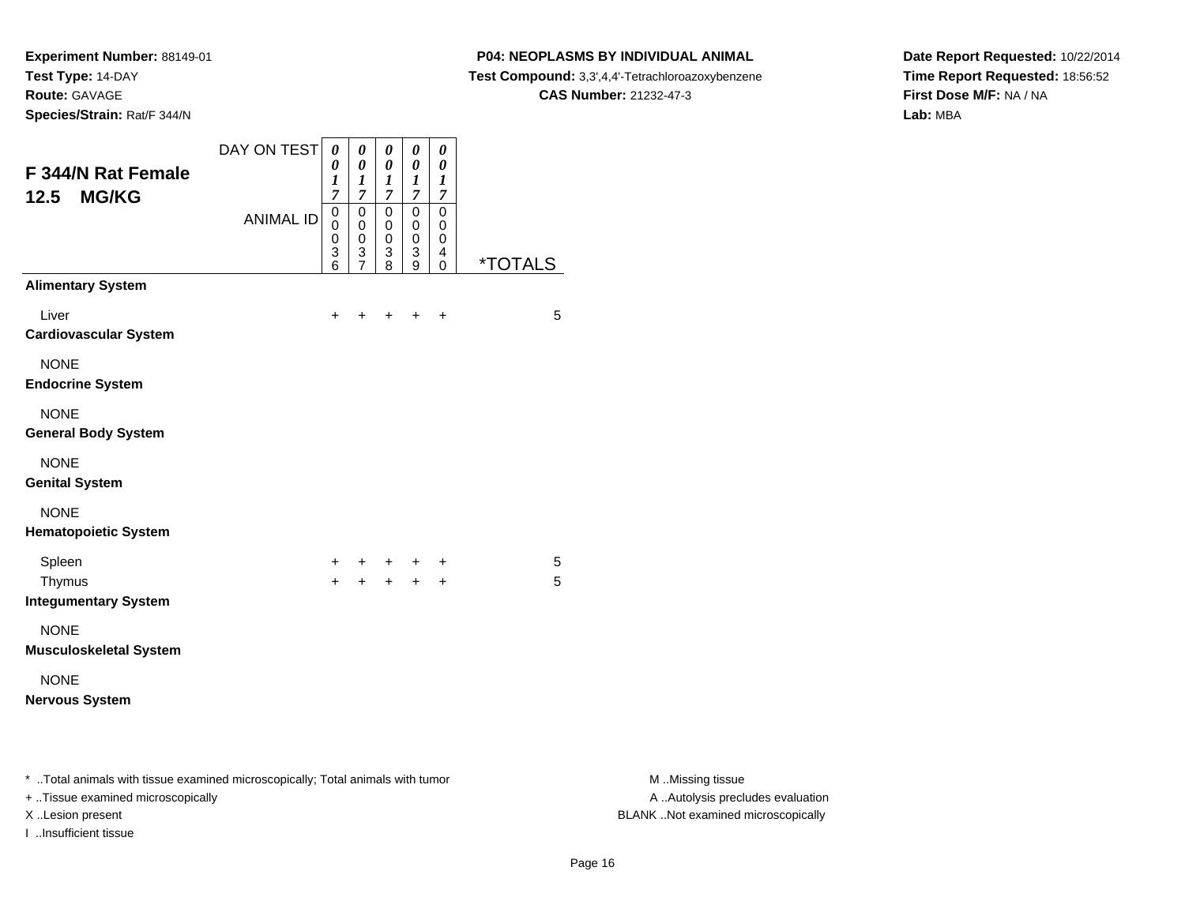**Experiment Number:** 88149-01
**Test Type:** 14-DAY
**Route:** GAVAGE
**Species/Strain:** Rat/F 344/N

**P04: NEOPLASMS BY INDIVIDUAL ANIMAL**
**Test Compound:** 3,3',4,4'-Tetrachloroazoxybenzene
**CAS Number:** 21232-47-3

**Date Report Requested:** 10/22/2014
**Time Report Requested:** 18:56:52
**First Dose M/F:** NA / NA
**Lab:** MBA

## F 344/N Rat Female 12.5 MG/KG

| DAY ON TEST | 0017 | 0017 | 0017 | 0017 | 0017 | |
|---|---|---|---|---|---|---|
| ANIMAL ID | 00036 | 00037 | 00038 | 00039 | 00040 | *TOTALS |
| **Alimentary System** | | | | | | |
| Liver | + | + | + | + | + | 5 |
| **Cardiovascular System** | | | | | | |
| NONE | | | | | | |
| **Endocrine System** | | | | | | |
| NONE | | | | | | |
| **General Body System** | | | | | | |
| NONE | | | | | | |
| **Genital System** | | | | | | |
| NONE | | | | | | |
| **Hematopoietic System** | | | | | | |
| Spleen | + | + | + | + | + | 5 |
| Thymus | + | + | + | + | + | 5 |
| **Integumentary System** | | | | | | |
| NONE | | | | | | |
| **Musculoskeletal System** | | | | | | |
| NONE | | | | | | |
| **Nervous System** | | | | | | |

* ..Total animals with tissue examined microscopically; Total animals with tumor
+ ..Tissue examined microscopically
X ..Lesion present
I ..Insufficient tissue

M ..Missing tissue
A ..Autolysis precludes evaluation
BLANK ..Not examined microscopically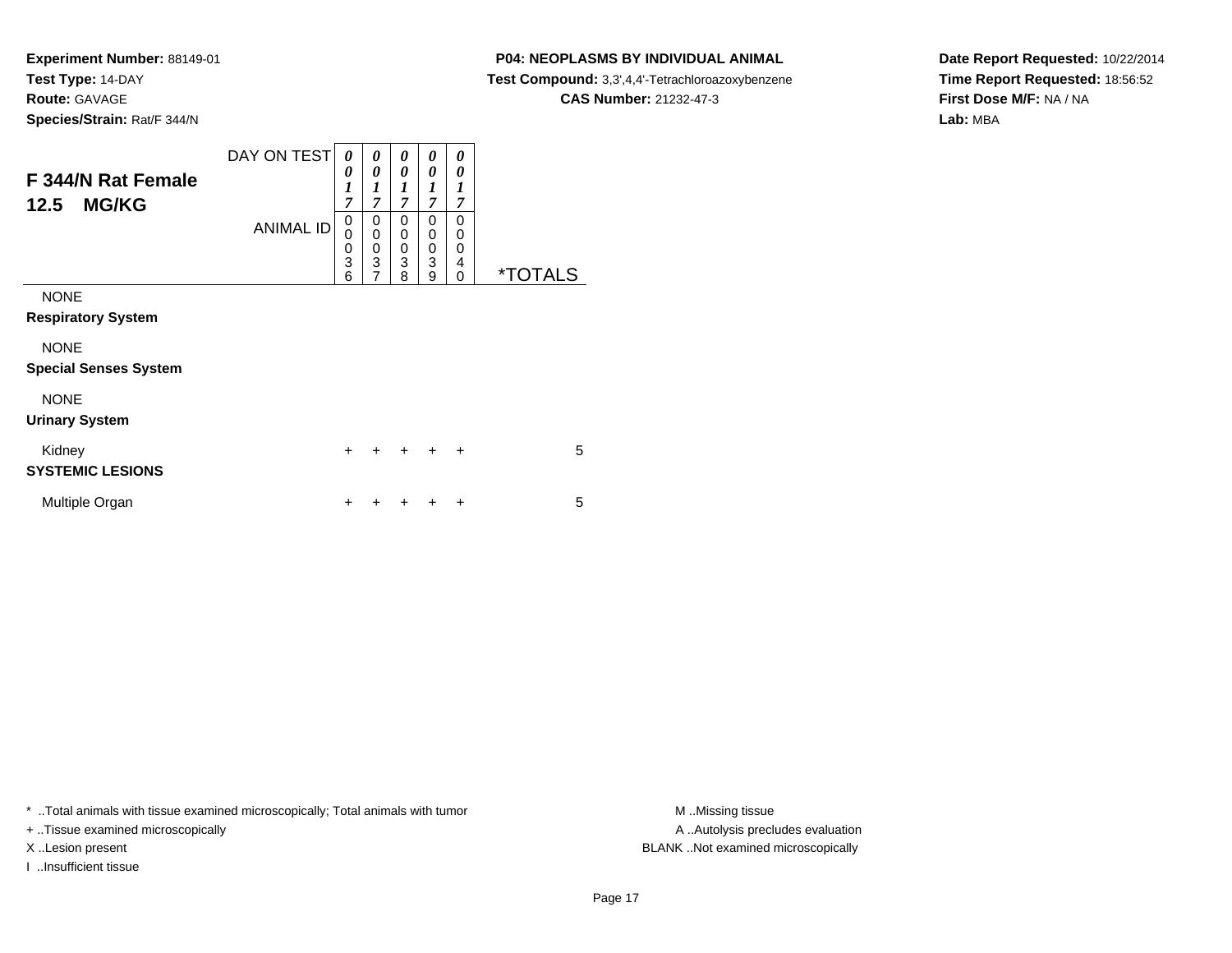**Experiment Number:** 88149-01
**Test Type:** 14-DAY
**Route:** GAVAGE
**Species/Strain:** Rat/F 344/N

**P04: NEOPLASMS BY INDIVIDUAL ANIMAL**
**Test Compound:** 3,3',4,4'-Tetrachloroazoxybenzene
**CAS Number:** 21232-47-3

**Date Report Requested:** 10/22/2014
**Time Report Requested:** 18:56:52
**First Dose M/F:** NA / NA
**Lab:** MBA

## F 344/N Rat Female
## 12.5 MG/KG

| DAY ON TEST | 0017 | 0017 | 0017 | 0017 | 0017 | |
|---|---|---|---|---|---|---|
| ANIMAL ID | 00036 | 00037 | 00038 | 00039 | 00040 | *TOTALS |
| NONE | | | | | | |
| **Respiratory System** | | | | | | |
| NONE | | | | | | |
| **Special Senses System** | | | | | | |
| NONE | | | | | | |
| **Urinary System** | | | | | | |
| Kidney | + | + | + | + | + | 5 |
| **SYSTEMIC LESIONS** | | | | | | |
| Multiple Organ | + | + | + | + | + | 5 |

* ..Total animals with tissue examined microscopically; Total animals with tumor
+ ..Tissue examined microscopically
X ..Lesion present
I ..Insufficient tissue

M ..Missing tissue
A ..Autolysis precludes evaluation
BLANK ..Not examined microscopically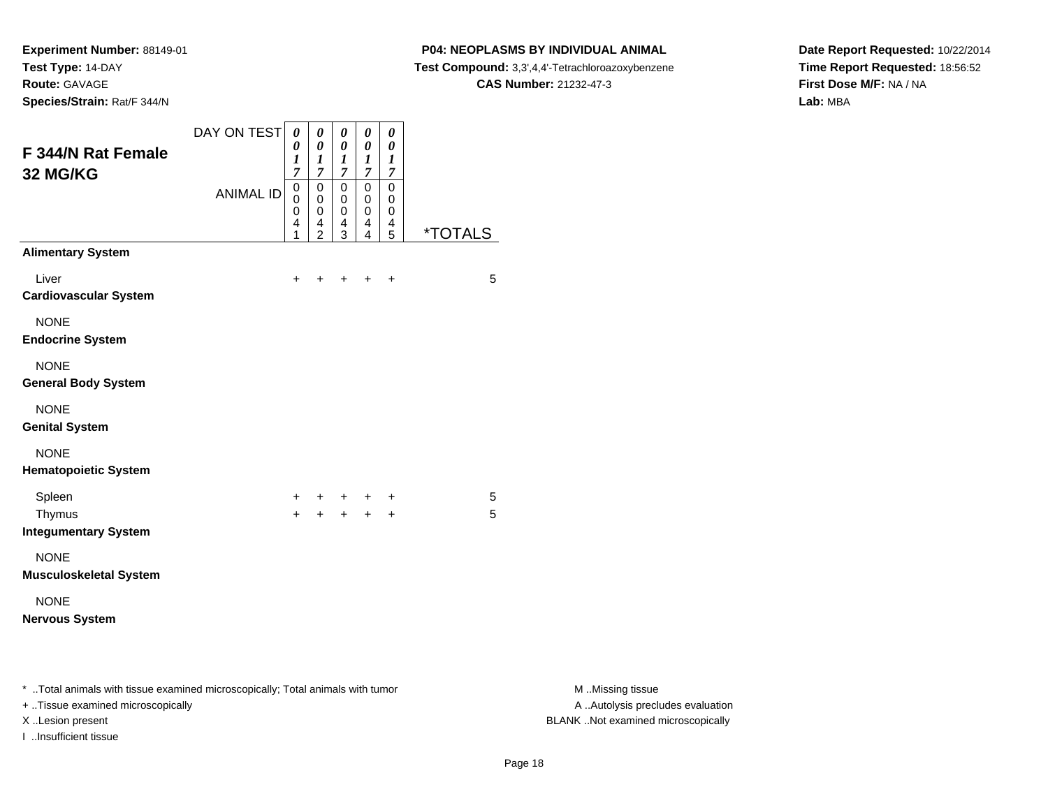**Experiment Number:** 88149-01
**Test Type:** 14-DAY
**Route:** GAVAGE
**Species/Strain:** Rat/F 344/N

**P04: NEOPLASMS BY INDIVIDUAL ANIMAL**
**Test Compound:** 3,3',4,4'-Tetrachloroazoxybenzene
**CAS Number:** 21232-47-3

**Date Report Requested:** 10/22/2014
**Time Report Requested:** 18:56:52
**First Dose M/F:** NA / NA
**Lab:** MBA

## F 344/N Rat Female 32 MG/KG

| DAY ON TEST | 0017 | 0017 | 0017 | 0017 | 0017 | |
|---|---|---|---|---|---|---|
| ANIMAL ID | 00041 | 00042 | 00043 | 00044 | 00045 | *TOTALS |
| **Alimentary System** | | | | | | |
| Liver | + | + | + | + | + | 5 |
| **Cardiovascular System** | | | | | | |
| NONE | | | | | | |
| **Endocrine System** | | | | | | |
| NONE | | | | | | |
| **General Body System** | | | | | | |
| NONE | | | | | | |
| **Genital System** | | | | | | |
| NONE | | | | | | |
| **Hematopoietic System** | | | | | | |
| Spleen | + | + | + | + | + | 5 |
| Thymus | + | + | + | + | + | 5 |
| **Integumentary System** | | | | | | |
| NONE | | | | | | |
| **Musculoskeletal System** | | | | | | |
| NONE | | | | | | |
| **Nervous System** | | | | | | |

* ..Total animals with tissue examined microscopically; Total animals with tumor
+ ..Tissue examined microscopically
X ..Lesion present
I ..Insufficient tissue

M ..Missing tissue
A ..Autolysis precludes evaluation
BLANK ..Not examined microscopically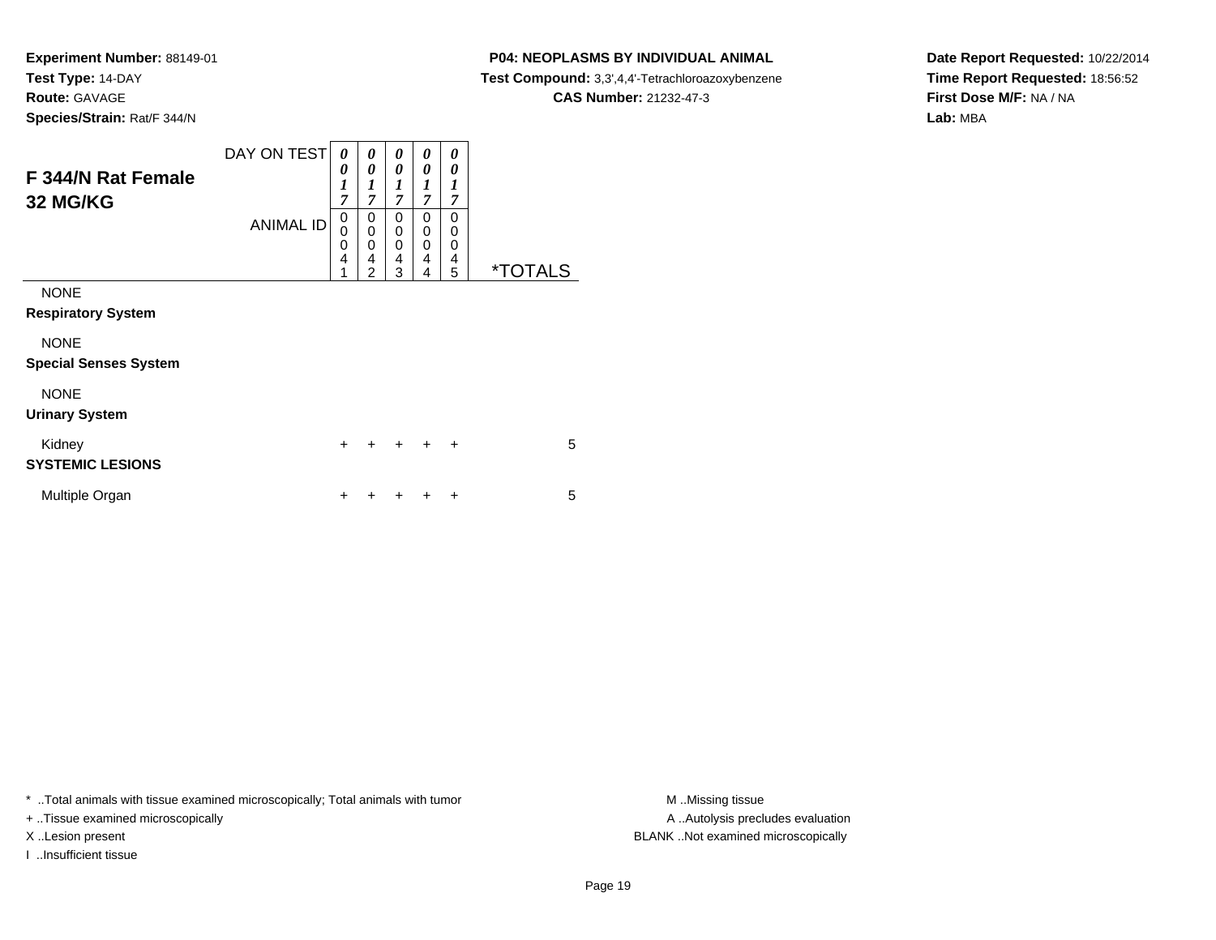**Experiment Number:** 88149-01
**Test Type:** 14-DAY
**Route:** GAVAGE
**Species/Strain:** Rat/F 344/N

**P04: NEOPLASMS BY INDIVIDUAL ANIMAL**
**Test Compound:** 3,3',4,4'-Tetrachloroazoxybenzene
**CAS Number:** 21232-47-3

**Date Report Requested:** 10/22/2014
**Time Report Requested:** 18:56:52
**First Dose M/F:** NA / NA
**Lab:** MBA

## F 344/N Rat Female 32 MG/KG

| DAY ON TEST | 0017 | 0017 | 0017 | 0017 | 0017 | |
|---|---|---|---|---|---|---|
| ANIMAL ID | 00041 | 00042 | 00043 | 00044 | 00045 | *TOTALS |
| NONE | | | | | | |
| **Respiratory System** | | | | | | |
| NONE | | | | | | |
| **Special Senses System** | | | | | | |
| NONE | | | | | | |
| **Urinary System** | | | | | | |
| Kidney | + | + | + | + | + | 5 |
| **SYSTEMIC LESIONS** | | | | | | |
| Multiple Organ | + | + | + | + | + | 5 |

* ..Total animals with tissue examined microscopically; Total animals with tumor
+ ..Tissue examined microscopically
X ..Lesion present
I ..Insufficient tissue

M ..Missing tissue
A ..Autolysis precludes evaluation
BLANK ..Not examined microscopically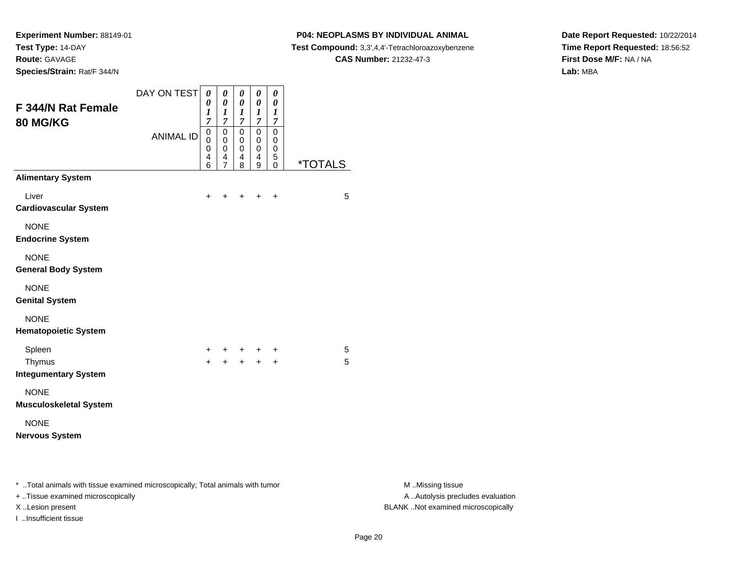**Experiment Number:** 88149-01
**Test Type:** 14-DAY
**Route:** GAVAGE
**Species/Strain:** Rat/F 344/N

**P04: NEOPLASMS BY INDIVIDUAL ANIMAL**
**Test Compound:** 3,3',4,4'-Tetrachloroazoxybenzene
**CAS Number:** 21232-47-3

**Date Report Requested:** 10/22/2014
**Time Report Requested:** 18:56:52
**First Dose M/F:** NA / NA
**Lab:** MBA

## F 344/N Rat Female 80 MG/KG

| | | | | | | |
|---|---|---|---|---|---|---|
| DAY ON TEST | 0017 | 0017 | 0017 | 0017 | 0017 | |
| ANIMAL ID | 00046 | 00047 | 00048 | 00049 | 00050 | *TOTALS |
| **Alimentary System** | | | | | | |
| Liver | + | + | + | + | + | 5 |
| **Cardiovascular System** | | | | | | |
| NONE | | | | | | |
| **Endocrine System** | | | | | | |
| NONE | | | | | | |
| **General Body System** | | | | | | |
| NONE | | | | | | |
| **Genital System** | | | | | | |
| NONE | | | | | | |
| **Hematopoietic System** | | | | | | |
| Spleen | + | + | + | + | + | 5 |
| Thymus | + | + | + | + | + | 5 |
| **Integumentary System** | | | | | | |
| NONE | | | | | | |
| **Musculoskeletal System** | | | | | | |
| NONE | | | | | | |
| **Nervous System** | | | | | | |

* ..Total animals with tissue examined microscopically; Total animals with tumor
+ ..Tissue examined microscopically
X ..Lesion present
I ..Insufficient tissue

M ..Missing tissue
A ..Autolysis precludes evaluation
BLANK ..Not examined microscopically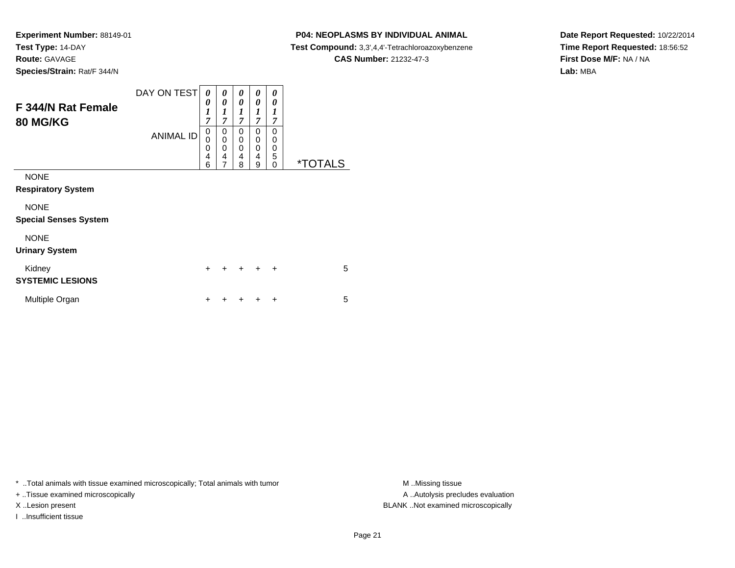**Experiment Number:** 88149-01
**Test Type:** 14-DAY
**Route:** GAVAGE
**Species/Strain:** Rat/F 344/N

**P04: NEOPLASMS BY INDIVIDUAL ANIMAL**
**Test Compound:** 3,3',4,4'-Tetrachloroazoxybenzene
**CAS Number:** 21232-47-3

**Date Report Requested:** 10/22/2014
**Time Report Requested:** 18:56:52
**First Dose M/F:** NA / NA
**Lab:** MBA

## F 344/N Rat Female 80 MG/KG

| | | | | | | |
|---|---|---|---|---|---|---|
| DAY ON TEST | 0017 | 0017 | 0017 | 0017 | 0017 | |
| ANIMAL ID | 00046 | 00047 | 00048 | 00049 | 00050 | *TOTALS |
| NONE | | | | | | |
| **Respiratory System** | | | | | | |
| NONE | | | | | | |
| **Special Senses System** | | | | | | |
| NONE | | | | | | |
| **Urinary System** | | | | | | |
| Kidney | + | + | + | + | + | 5 |
| **SYSTEMIC LESIONS** | | | | | | |
| Multiple Organ | + | + | + | + | + | 5 |

* ..Total animals with tissue examined microscopically; Total animals with tumor
+ ..Tissue examined microscopically
X ..Lesion present
I ..Insufficient tissue

M ..Missing tissue
A ..Autolysis precludes evaluation
BLANK ..Not examined microscopically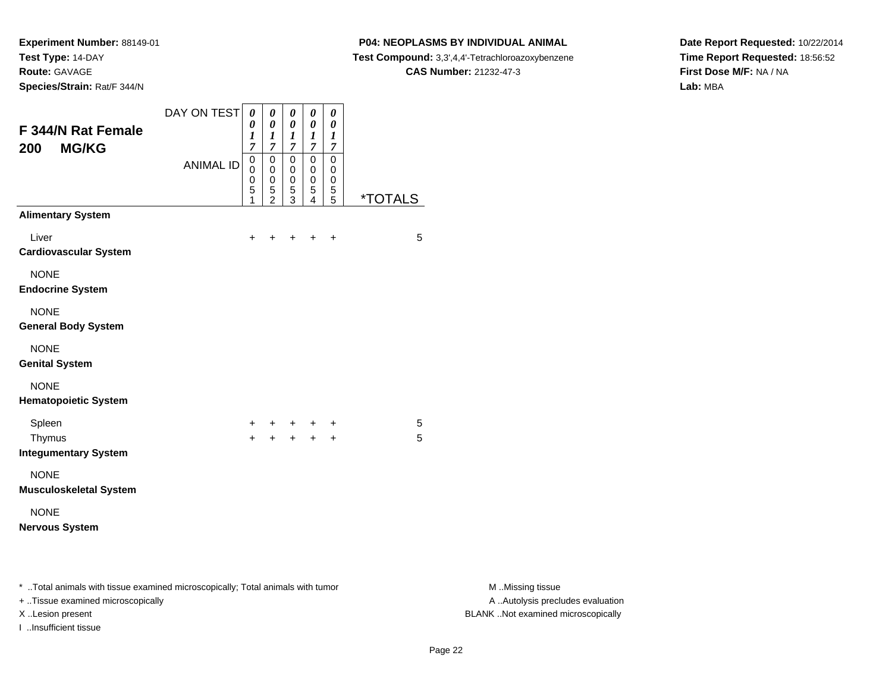**Experiment Number:** 88149-01
**Test Type:** 14-DAY
**Route:** GAVAGE
**Species/Strain:** Rat/F 344/N

**P04: NEOPLASMS BY INDIVIDUAL ANIMAL**
**Test Compound:** 3,3',4,4'-Tetrachloroazoxybenzene
**CAS Number:** 21232-47-3

**Date Report Requested:** 10/22/2014
**Time Report Requested:** 18:56:52
**First Dose M/F:** NA / NA
**Lab:** MBA

## F 344/N Rat Female 200 MG/KG

| DAY ON TEST | 0017 | 0017 | 0017 | 0017 | 0017 | |
|---|---|---|---|---|---|---|
| ANIMAL ID | 00051 | 00052 | 00053 | 00054 | 00055 | *TOTALS |
| **Alimentary System** | | | | | | |
| Liver | + | + | + | + | + | 5 |
| **Cardiovascular System** | | | | | | |
| NONE | | | | | | |
| **Endocrine System** | | | | | | |
| NONE | | | | | | |
| **General Body System** | | | | | | |
| NONE | | | | | | |
| **Genital System** | | | | | | |
| NONE | | | | | | |
| **Hematopoietic System** | | | | | | |
| Spleen | + | + | + | + | + | 5 |
| Thymus | + | + | + | + | + | 5 |
| **Integumentary System** | | | | | | |
| NONE | | | | | | |
| **Musculoskeletal System** | | | | | | |
| NONE | | | | | | |
| **Nervous System** | | | | | | |

* ..Total animals with tissue examined microscopically; Total animals with tumor
+ ..Tissue examined microscopically
X ..Lesion present
I ..Insufficient tissue

M ..Missing tissue
A ..Autolysis precludes evaluation
BLANK ..Not examined microscopically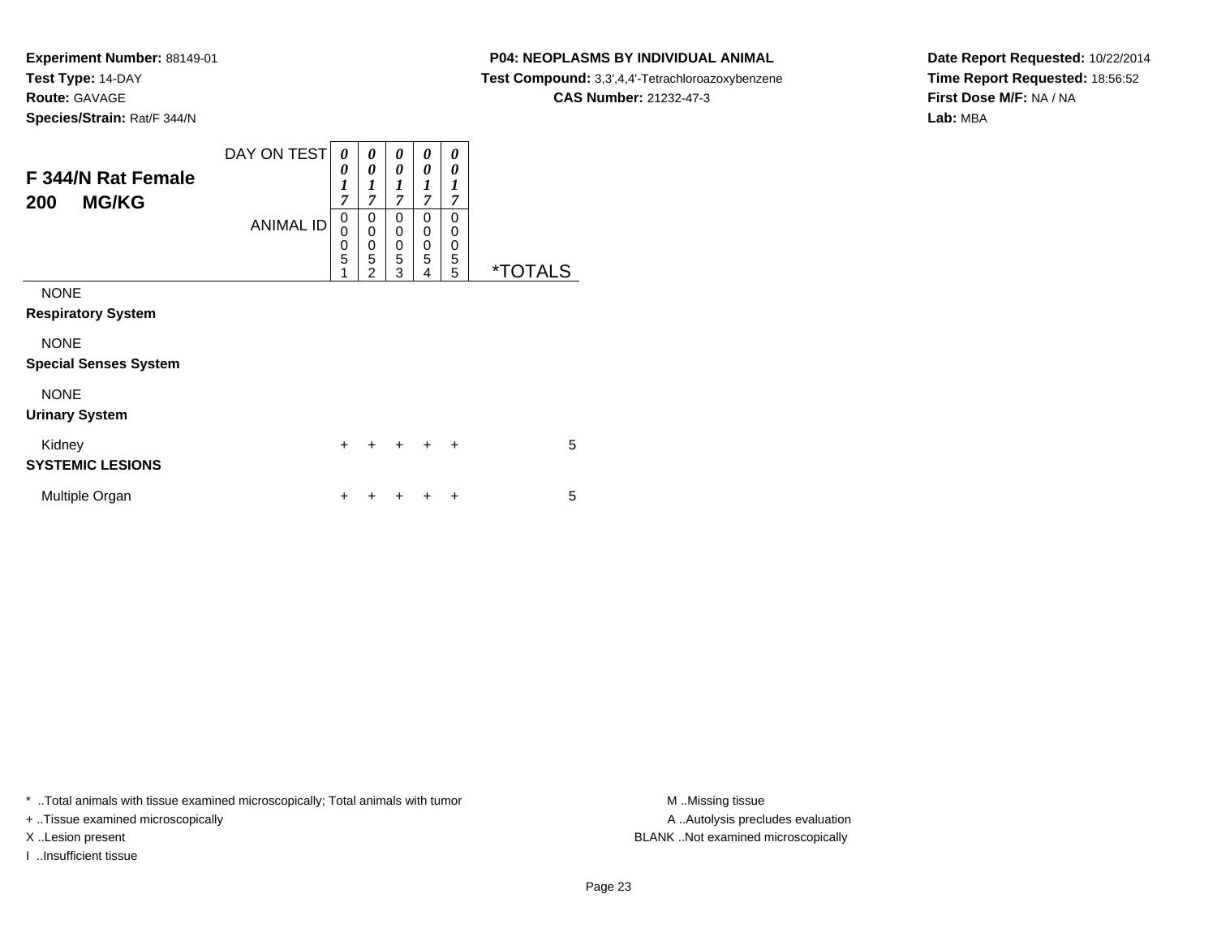**Experiment Number:** 88149-01
**Test Type:** 14-DAY
**Route:** GAVAGE
**Species/Strain:** Rat/F 344/N

**P04: NEOPLASMS BY INDIVIDUAL ANIMAL**
**Test Compound:** 3,3',4,4'-Tetrachloroazoxybenzene
**CAS Number:** 21232-47-3

**Date Report Requested:** 10/22/2014
**Time Report Requested:** 18:56:52
**First Dose M/F:** NA / NA
**Lab:** MBA

## F 344/N Rat Female 200 MG/KG

| DAY ON TEST | 0017 | 0017 | 0017 | 0017 | 0017 | |
|---|---|---|---|---|---|---|
| ANIMAL ID | 00051 | 00052 | 00053 | 00054 | 00055 | *TOTALS |
| NONE | | | | | | |
| **Respiratory System** | | | | | | |
| NONE | | | | | | |
| **Special Senses System** | | | | | | |
| NONE | | | | | | |
| **Urinary System** | | | | | | |
| Kidney | + | + | + | + | + | 5 |
| **SYSTEMIC LESIONS** | | | | | | |
| Multiple Organ | + | + | + | + | + | 5 |

* ..Total animals with tissue examined microscopically; Total animals with tumor
+ ..Tissue examined microscopically
X ..Lesion present
I ..Insufficient tissue

M ..Missing tissue
A ..Autolysis precludes evaluation
BLANK ..Not examined microscopically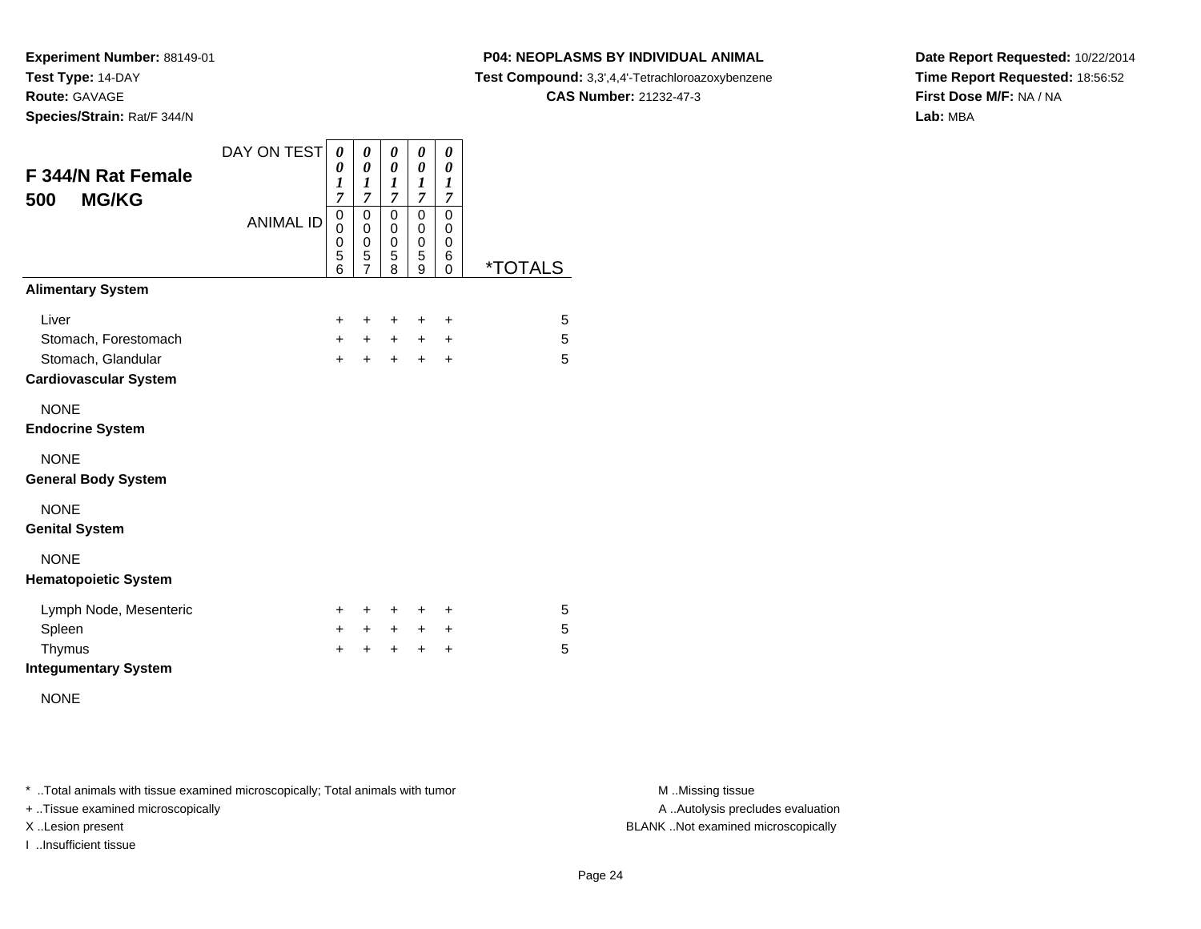**Experiment Number:** 88149-01
**Test Type:** 14-DAY
**Route:** GAVAGE
**Species/Strain:** Rat/F 344/N

**P04: NEOPLASMS BY INDIVIDUAL ANIMAL**
**Test Compound:** 3,3',4,4'-Tetrachloroazoxybenzene
**CAS Number:** 21232-47-3

**Date Report Requested:** 10/22/2014
**Time Report Requested:** 18:56:52
**First Dose M/F:** NA / NA
**Lab:** MBA

## F 344/N Rat Female 500 MG/KG

| | | | | | | |
|---|---|---|---|---|---|---|
| DAY ON TEST | 0017 | 0017 | 0017 | 0017 | 0017 | |
| ANIMAL ID | 00056 | 00057 | 00058 | 00059 | 00060 | *TOTALS |
| **Alimentary System** | | | | | | |
| Liver | + | + | + | + | + | 5 |
| Stomach, Forestomach | + | + | + | + | + | 5 |
| Stomach, Glandular | + | + | + | + | + | 5 |
| **Cardiovascular System** | | | | | | |
| NONE | | | | | | |
| **Endocrine System** | | | | | | |
| NONE | | | | | | |
| **General Body System** | | | | | | |
| NONE | | | | | | |
| **Genital System** | | | | | | |
| NONE | | | | | | |
| **Hematopoietic System** | | | | | | |
| Lymph Node, Mesenteric | + | + | + | + | + | 5 |
| Spleen | + | + | + | + | + | 5 |
| Thymus | + | + | + | + | + | 5 |
| **Integumentary System** | | | | | | |
| NONE | | | | | | |

* ..Total animals with tissue examined microscopically; Total animals with tumor
+ ..Tissue examined microscopically
X ..Lesion present
I ..Insufficient tissue

M ..Missing tissue
A ..Autolysis precludes evaluation
BLANK ..Not examined microscopically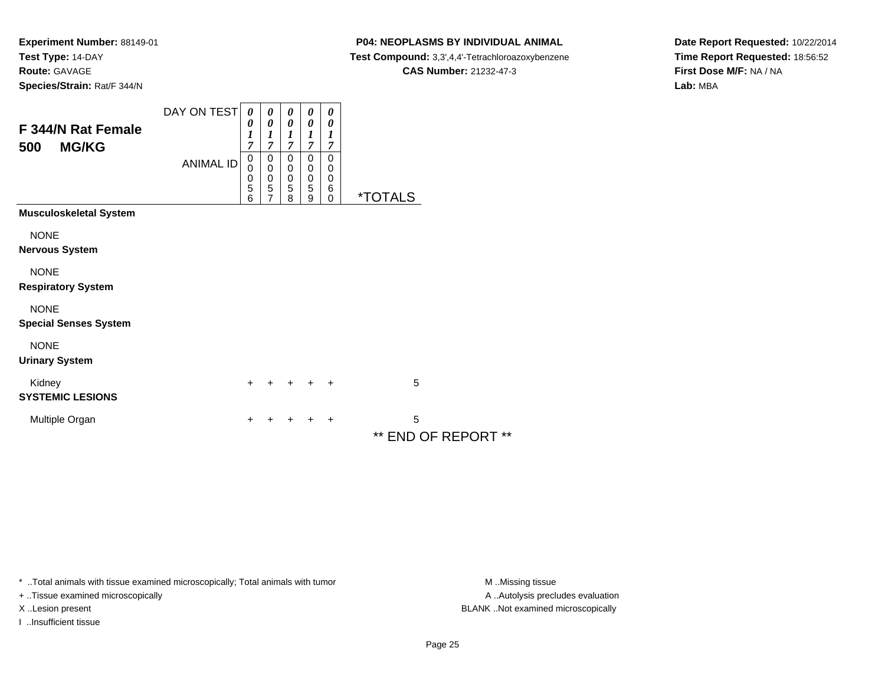**Experiment Number:** 88149-01
**Test Type:** 14-DAY
**Route:** GAVAGE
**Species/Strain:** Rat/F 344/N

**P04: NEOPLASMS BY INDIVIDUAL ANIMAL**
**Test Compound:** 3,3',4,4'-Tetrachloroazoxybenzene
**CAS Number:** 21232-47-3

**Date Report Requested:** 10/22/2014
**Time Report Requested:** 18:56:52
**First Dose M/F:** NA / NA
**Lab:** MBA

## F 344/N Rat Female
## 500 MG/KG

| DAY ON TEST | 0017 | 0017 | 0017 | 0017 | 0017 | |
|---|---|---|---|---|---|---|
| **ANIMAL ID** | **00056** | **00057** | **00058** | **00059** | **00060** | ***TOTALS** |
| **Musculoskeletal System** | | | | | | |
| NONE | | | | | | |
| **Nervous System** | | | | | | |
| NONE | | | | | | |
| **Respiratory System** | | | | | | |
| NONE | | | | | | |
| **Special Senses System** | | | | | | |
| NONE | | | | | | |
| **Urinary System** | | | | | | |
| Kidney | + | + | + | + | + | 5 |
| **SYSTEMIC LESIONS** | | | | | | |
| Multiple Organ | + | + | + | + | + | 5 |

** END OF REPORT **

* ..Total animals with tissue examined microscopically; Total animals with tumor
+ ..Tissue examined microscopically
X ..Lesion present
I ..Insufficient tissue

M ..Missing tissue
A ..Autolysis precludes evaluation
BLANK ..Not examined microscopically